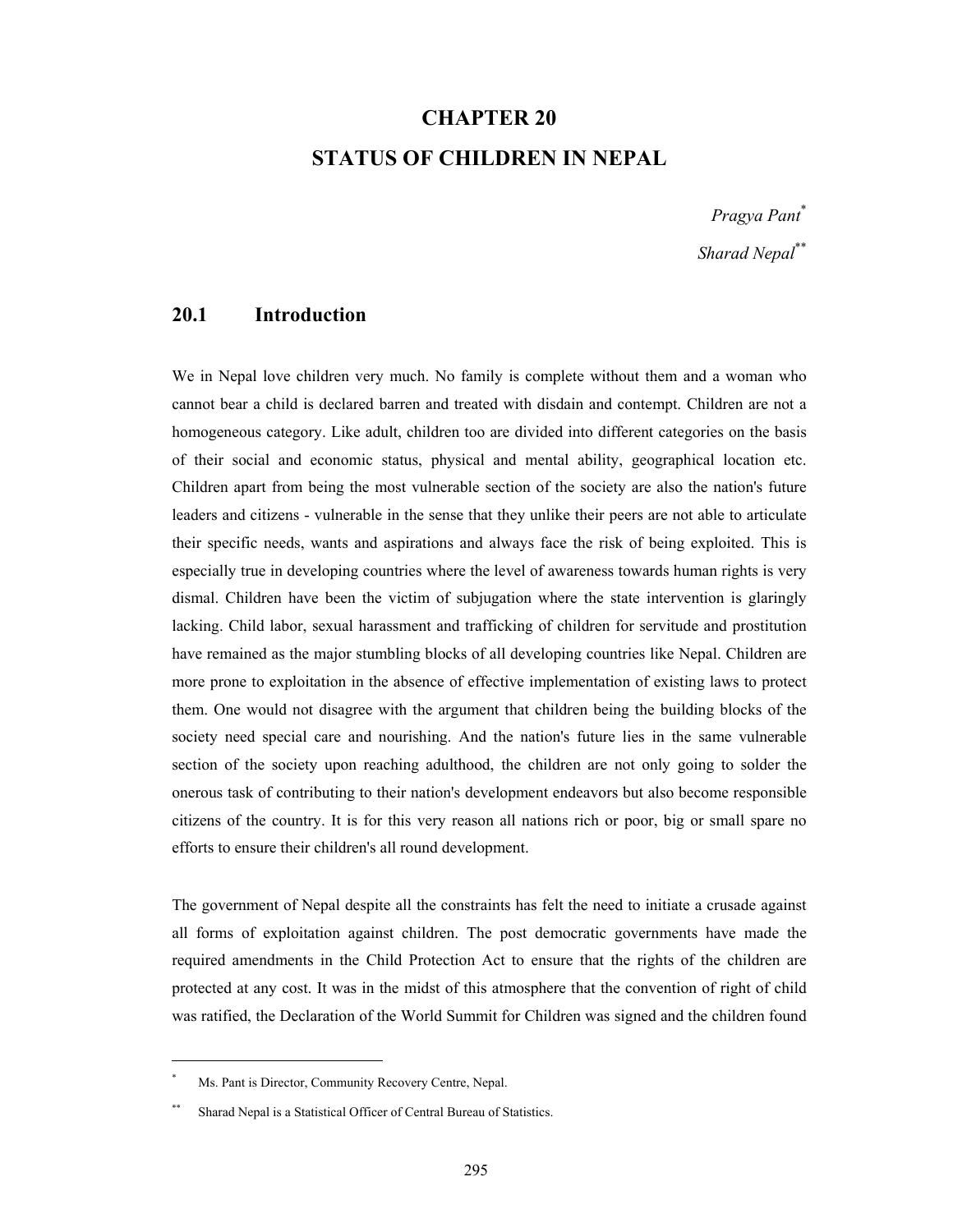# CHAPTER 20

# STATUS OF CHILDREN IN NEPAL

*Pragya Pant*[*]

*Sharad Nepal*[**]

## 20.1 Introduction

We in Nepal love children very much. No family is complete without them and a woman who cannot bear a child is declared barren and treated with disdain and contempt. Children are not a homogeneous category. Like adult, children too are divided into different categories on the basis of their social and economic status, physical and mental ability, geographical location etc. Children apart from being the most vulnerable section of the society are also the nation's future leaders and citizens - vulnerable in the sense that they unlike their peers are not able to articulate their specific needs, wants and aspirations and always face the risk of being exploited. This is especially true in developing countries where the level of awareness towards human rights is very dismal. Children have been the victim of subjugation where the state intervention is glaringly lacking. Child labor, sexual harassment and trafficking of children for servitude and prostitution have remained as the major stumbling blocks of all developing countries like Nepal. Children are more prone to exploitation in the absence of effective implementation of existing laws to protect them. One would not disagree with the argument that children being the building blocks of the society need special care and nourishing. And the nation's future lies in the same vulnerable section of the society upon reaching adulthood, the children are not only going to solder the onerous task of contributing to their nation's development endeavors but also become responsible citizens of the country. It is for this very reason all nations rich or poor, big or small spare no efforts to ensure their children's all round development.

The government of Nepal despite all the constraints has felt the need to initiate a crusade against all forms of exploitation against children. The post democratic governments have made the required amendments in the Child Protection Act to ensure that the rights of the children are protected at any cost. It was in the midst of this atmosphere that the convention of right of child was ratified, the Declaration of the World Summit for Children was signed and the children found

---

[*] Ms. Pant is Director, Community Recovery Centre, Nepal.

[**] Sharad Nepal is a Statistical Officer of Central Bureau of Statistics.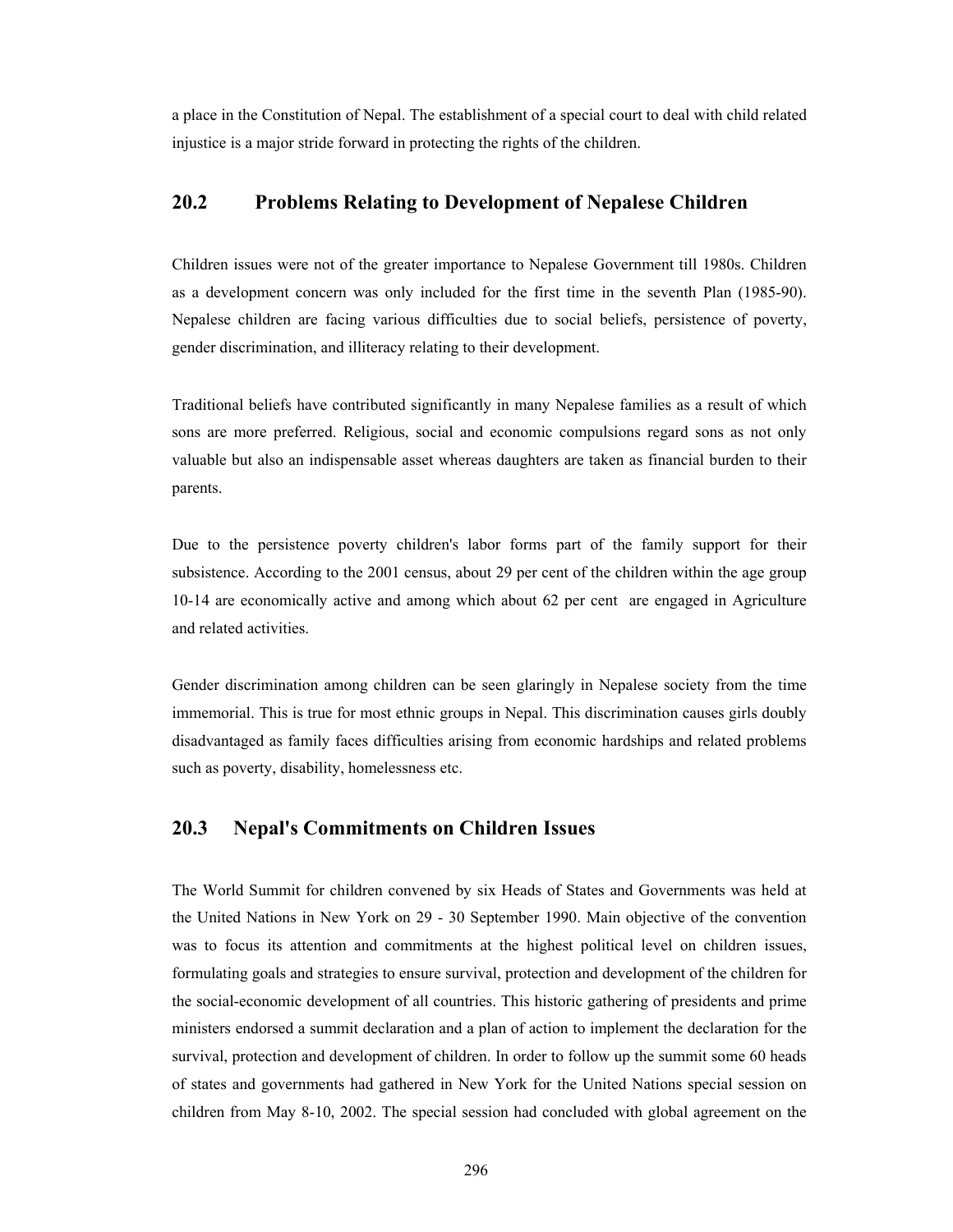a place in the Constitution of Nepal. The establishment of a special court to deal with child related injustice is a major stride forward in protecting the rights of the children.

## 20.2 Problems Relating to Development of Nepalese Children

Children issues were not of the greater importance to Nepalese Government till 1980s. Children as a development concern was only included for the first time in the seventh Plan (1985-90). Nepalese children are facing various difficulties due to social beliefs, persistence of poverty, gender discrimination, and illiteracy relating to their development.

Traditional beliefs have contributed significantly in many Nepalese families as a result of which sons are more preferred. Religious, social and economic compulsions regard sons as not only valuable but also an indispensable asset whereas daughters are taken as financial burden to their parents.

Due to the persistence poverty children's labor forms part of the family support for their subsistence. According to the 2001 census, about 29 per cent of the children within the age group 10-14 are economically active and among which about 62 per cent are engaged in Agriculture and related activities.

Gender discrimination among children can be seen glaringly in Nepalese society from the time immemorial. This is true for most ethnic groups in Nepal. This discrimination causes girls doubly disadvantaged as family faces difficulties arising from economic hardships and related problems such as poverty, disability, homelessness etc.

## 20.3 Nepal's Commitments on Children Issues

The World Summit for children convened by six Heads of States and Governments was held at the United Nations in New York on 29 - 30 September 1990. Main objective of the convention was to focus its attention and commitments at the highest political level on children issues, formulating goals and strategies to ensure survival, protection and development of the children for the social-economic development of all countries. This historic gathering of presidents and prime ministers endorsed a summit declaration and a plan of action to implement the declaration for the survival, protection and development of children. In order to follow up the summit some 60 heads of states and governments had gathered in New York for the United Nations special session on children from May 8-10, 2002. The special session had concluded with global agreement on the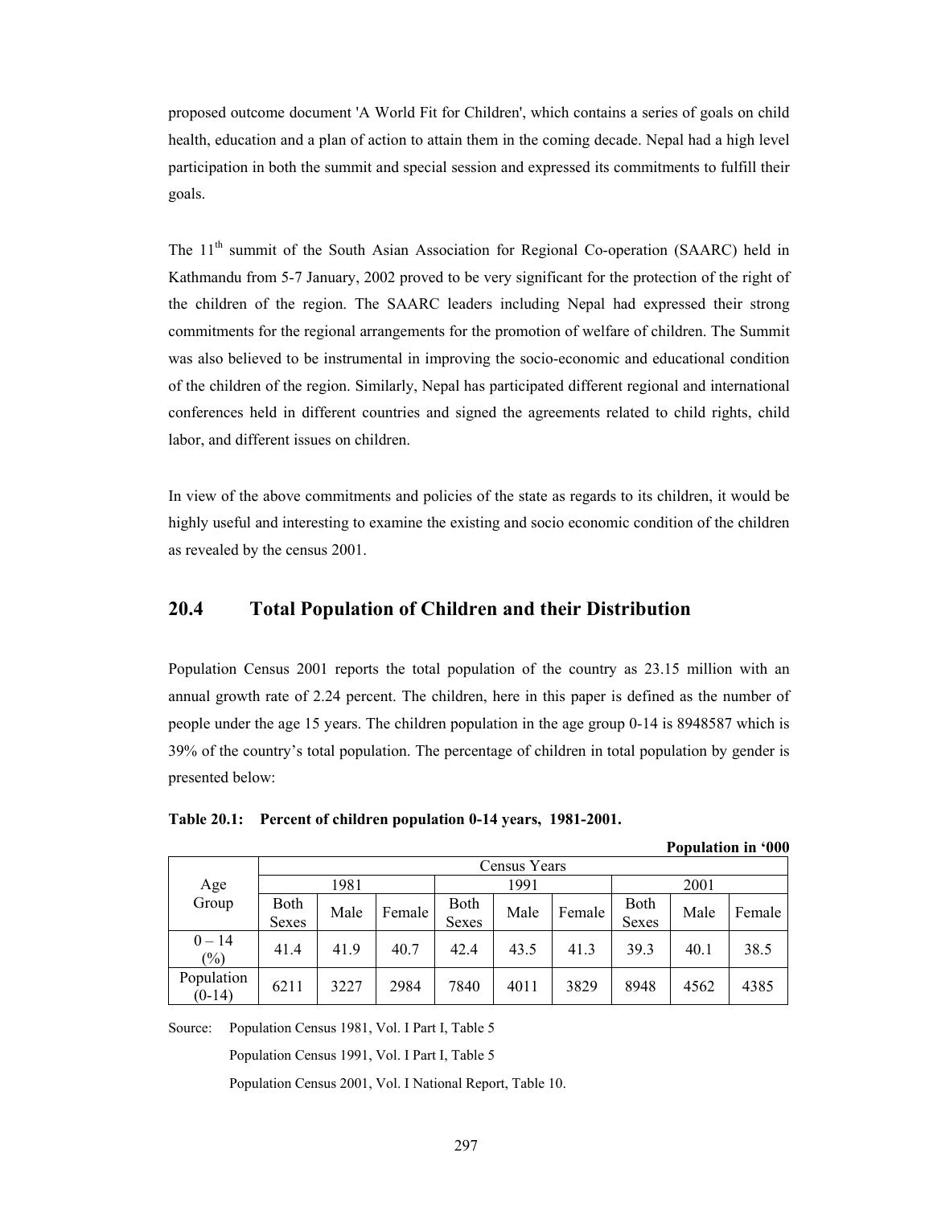proposed outcome document 'A World Fit for Children', which contains a series of goals on child health, education and a plan of action to attain them in the coming decade. Nepal had a high level participation in both the summit and special session and expressed its commitments to fulfill their goals.

The 11th summit of the South Asian Association for Regional Co-operation (SAARC) held in Kathmandu from 5-7 January, 2002 proved to be very significant for the protection of the right of the children of the region. The SAARC leaders including Nepal had expressed their strong commitments for the regional arrangements for the promotion of welfare of children. The Summit was also believed to be instrumental in improving the socio-economic and educational condition of the children of the region. Similarly, Nepal has participated different regional and international conferences held in different countries and signed the agreements related to child rights, child labor, and different issues on children.

In view of the above commitments and policies of the state as regards to its children, it would be highly useful and interesting to examine the existing and socio economic condition of the children as revealed by the census 2001.

## 20.4 Total Population of Children and their Distribution

Population Census 2001 reports the total population of the country as 23.15 million with an annual growth rate of 2.24 percent. The children, here in this paper is defined as the number of people under the age 15 years. The children population in the age group 0-14 is 8948587 which is 39% of the country's total population. The percentage of children in total population by gender is presented below:

**Table 20.1: Percent of children population 0-14 years, 1981-2001.**

**Population in '000**

| Age Group | Census Years | | | | | | | | |
|---|---|---|---|---|---|---|---|---|---|
| | 1981 | | | 1991 | | | 2001 | | |
| | Both Sexes | Male | Female | Both Sexes | Male | Female | Both Sexes | Male | Female |
| 0 – 14 (%) | 41.4 | 41.9 | 40.7 | 42.4 | 43.5 | 41.3 | 39.3 | 40.1 | 38.5 |
| Population (0-14) | 6211 | 3227 | 2984 | 7840 | 4011 | 3829 | 8948 | 4562 | 4385 |

Source: Population Census 1981, Vol. I Part I, Table 5

Population Census 1991, Vol. I Part I, Table 5

Population Census 2001, Vol. I National Report, Table 10.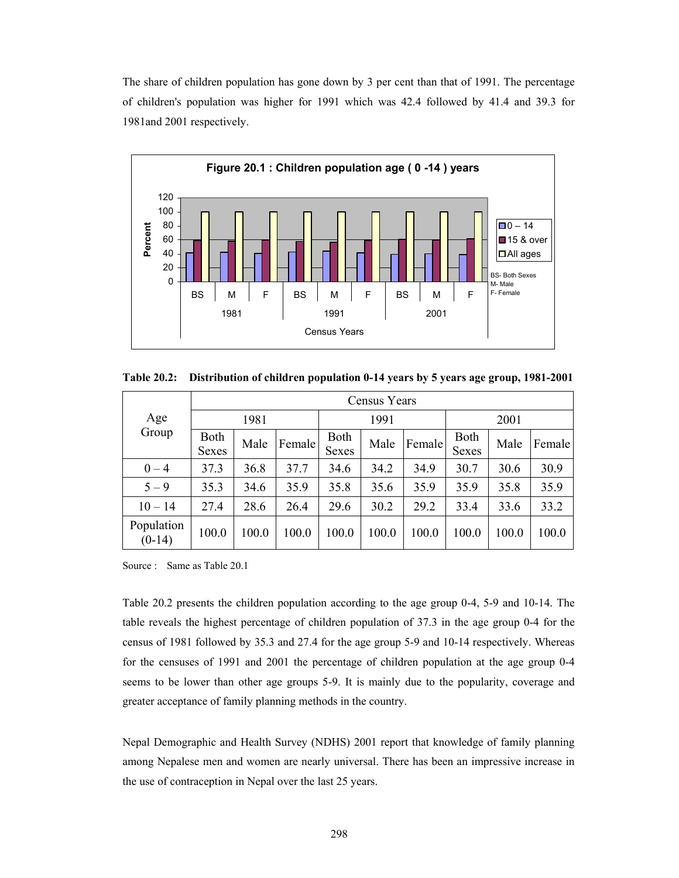The share of children population has gone down by 3 per cent than that of 1991. The percentage of children's population was higher for 1991 which was 42.4 followed by 41.4 and 39.3 for 1981and 2001 respectively.

**Figure 20.1 : Children population age ( 0 -14 ) years**

**Table 20.2: Distribution of children population 0-14 years by 5 years age group, 1981-2001**

| Age Group | Census Years | | | | | | | | |
|---|---|---|---|---|---|---|---|---|---|
| | 1981 | | | 1991 | | | 2001 | | |
| | Both Sexes | Male | Female | Both Sexes | Male | Female | Both Sexes | Male | Female |
| 0 – 4 | 37.3 | 36.8 | 37.7 | 34.6 | 34.2 | 34.9 | 30.7 | 30.6 | 30.9 |
| 5 – 9 | 35.3 | 34.6 | 35.9 | 35.8 | 35.6 | 35.9 | 35.9 | 35.8 | 35.9 |
| 10 – 14 | 27.4 | 28.6 | 26.4 | 29.6 | 30.2 | 29.2 | 33.4 | 33.6 | 33.2 |
| Population (0-14) | 100.0 | 100.0 | 100.0 | 100.0 | 100.0 | 100.0 | 100.0 | 100.0 | 100.0 |

Source : Same as Table 20.1

Table 20.2 presents the children population according to the age group 0-4, 5-9 and 10-14. The table reveals the highest percentage of children population of 37.3 in the age group 0-4 for the census of 1981 followed by 35.3 and 27.4 for the age group 5-9 and 10-14 respectively. Whereas for the censuses of 1991 and 2001 the percentage of children population at the age group 0-4 seems to be lower than other age groups 5-9. It is mainly due to the popularity, coverage and greater acceptance of family planning methods in the country.

Nepal Demographic and Health Survey (NDHS) 2001 report that knowledge of family planning among Nepalese men and women are nearly universal. There has been an impressive increase in the use of contraception in Nepal over the last 25 years.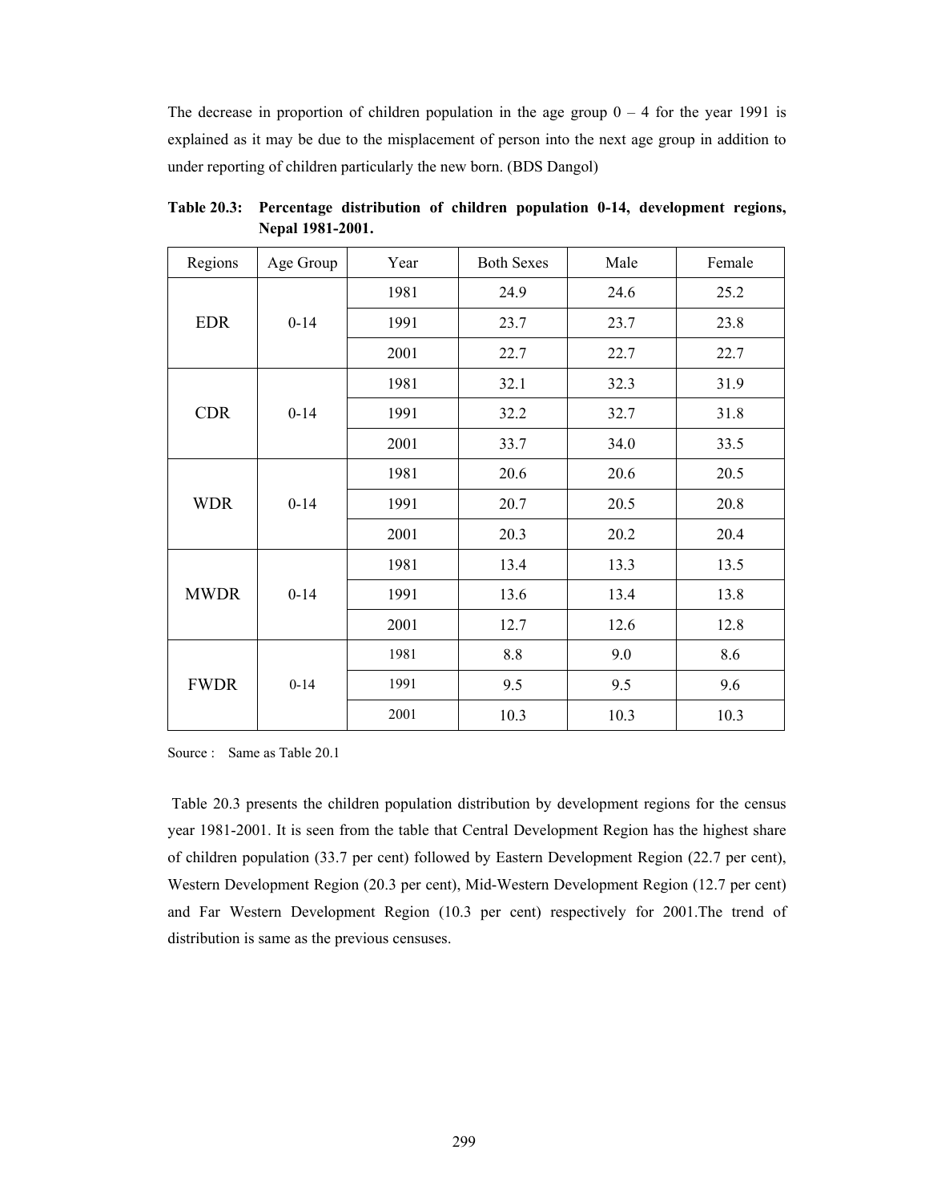The decrease in proportion of children population in the age group 0 – 4 for the year 1991 is explained as it may be due to the misplacement of person into the next age group in addition to under reporting of children particularly the new born. (BDS Dangol)

**Table 20.3: Percentage distribution of children population 0-14, development regions, Nepal 1981-2001.**

| Regions | Age Group | Year | Both Sexes | Male | Female |
|---|---|---|---|---|---|
| EDR | 0-14 | 1981 | 24.9 | 24.6 | 25.2 |
| | | 1991 | 23.7 | 23.7 | 23.8 |
| | | 2001 | 22.7 | 22.7 | 22.7 |
| CDR | 0-14 | 1981 | 32.1 | 32.3 | 31.9 |
| | | 1991 | 32.2 | 32.7 | 31.8 |
| | | 2001 | 33.7 | 34.0 | 33.5 |
| WDR | 0-14 | 1981 | 20.6 | 20.6 | 20.5 |
| | | 1991 | 20.7 | 20.5 | 20.8 |
| | | 2001 | 20.3 | 20.2 | 20.4 |
| MWDR | 0-14 | 1981 | 13.4 | 13.3 | 13.5 |
| | | 1991 | 13.6 | 13.4 | 13.8 |
| | | 2001 | 12.7 | 12.6 | 12.8 |
| FWDR | 0-14 | 1981 | 8.8 | 9.0 | 8.6 |
| | | 1991 | 9.5 | 9.5 | 9.6 |
| | | 2001 | 10.3 | 10.3 | 10.3 |

Source : Same as Table 20.1

Table 20.3 presents the children population distribution by development regions for the census year 1981-2001. It is seen from the table that Central Development Region has the highest share of children population (33.7 per cent) followed by Eastern Development Region (22.7 per cent), Western Development Region (20.3 per cent), Mid-Western Development Region (12.7 per cent) and Far Western Development Region (10.3 per cent) respectively for 2001.The trend of distribution is same as the previous censuses.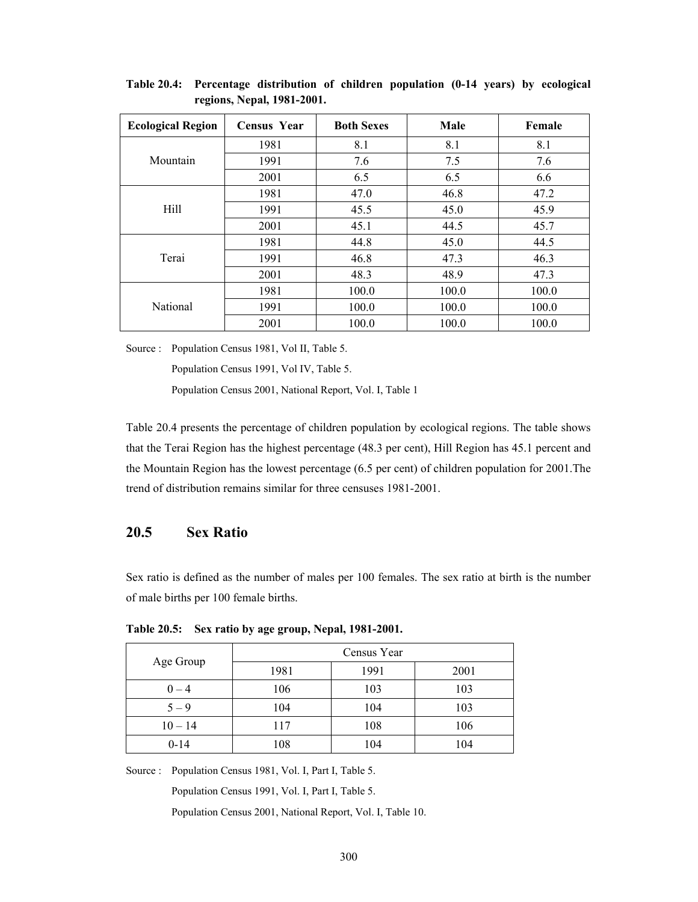**Table 20.4: Percentage distribution of children population (0-14 years) by ecological regions, Nepal, 1981-2001.**

| Ecological Region | Census Year | Both Sexes | Male | Female |
|---|---|---|---|---|
| Mountain | 1981 | 8.1 | 8.1 | 8.1 |
| | 1991 | 7.6 | 7.5 | 7.6 |
| | 2001 | 6.5 | 6.5 | 6.6 |
| Hill | 1981 | 47.0 | 46.8 | 47.2 |
| | 1991 | 45.5 | 45.0 | 45.9 |
| | 2001 | 45.1 | 44.5 | 45.7 |
| Terai | 1981 | 44.8 | 45.0 | 44.5 |
| | 1991 | 46.8 | 47.3 | 46.3 |
| | 2001 | 48.3 | 48.9 | 47.3 |
| National | 1981 | 100.0 | 100.0 | 100.0 |
| | 1991 | 100.0 | 100.0 | 100.0 |
| | 2001 | 100.0 | 100.0 | 100.0 |

Source : Population Census 1981, Vol II, Table 5.
Population Census 1991, Vol IV, Table 5.
Population Census 2001, National Report, Vol. I, Table 1

Table 20.4 presents the percentage of children population by ecological regions. The table shows that the Terai Region has the highest percentage (48.3 per cent), Hill Region has 45.1 percent and the Mountain Region has the lowest percentage (6.5 per cent) of children population for 2001.The trend of distribution remains similar for three censuses 1981-2001.

## 20.5 Sex Ratio

Sex ratio is defined as the number of males per 100 females. The sex ratio at birth is the number of male births per 100 female births.

**Table 20.5: Sex ratio by age group, Nepal, 1981-2001.**

| Age Group | Census Year | | |
|---|---|---|---|
| | 1981 | 1991 | 2001 |
| 0 – 4 | 106 | 103 | 103 |
| 5 – 9 | 104 | 104 | 103 |
| 10 – 14 | 117 | 108 | 106 |
| 0-14 | 108 | 104 | 104 |

Source : Population Census 1981, Vol. I, Part I, Table 5.
Population Census 1991, Vol. I, Part I, Table 5.
Population Census 2001, National Report, Vol. I, Table 10.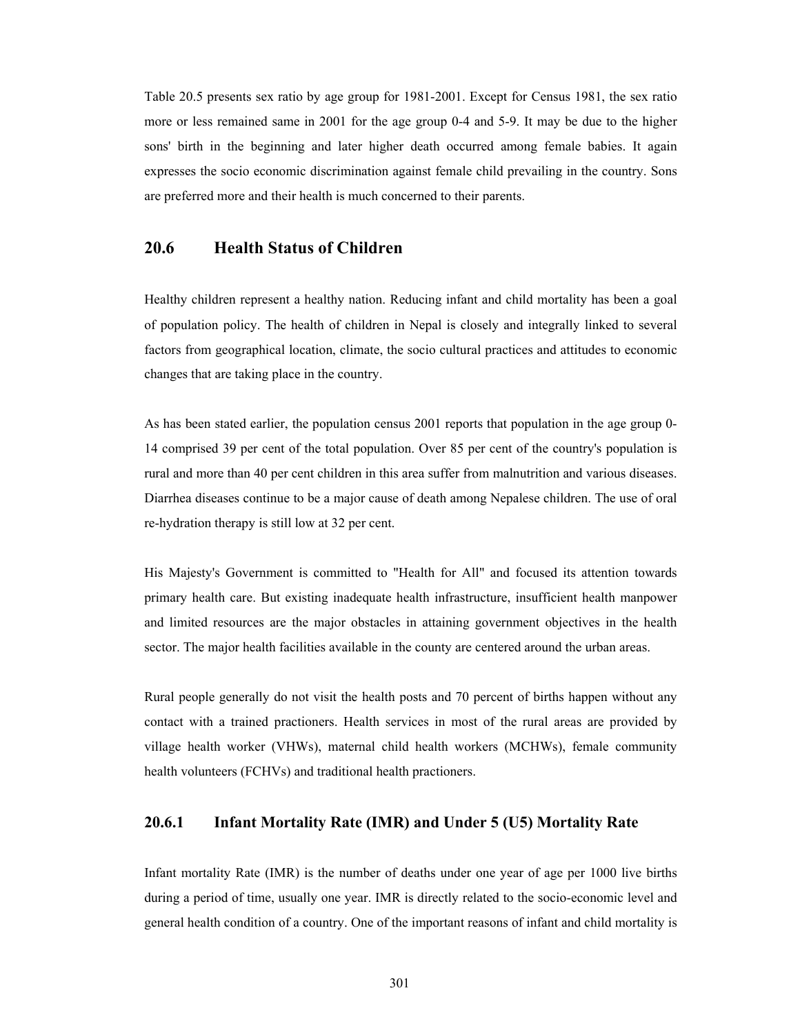Table 20.5 presents sex ratio by age group for 1981-2001. Except for Census 1981, the sex ratio more or less remained same in 2001 for the age group 0-4 and 5-9. It may be due to the higher sons' birth in the beginning and later higher death occurred among female babies. It again expresses the socio economic discrimination against female child prevailing in the country. Sons are preferred more and their health is much concerned to their parents.

## 20.6 Health Status of Children

Healthy children represent a healthy nation. Reducing infant and child mortality has been a goal of population policy. The health of children in Nepal is closely and integrally linked to several factors from geographical location, climate, the socio cultural practices and attitudes to economic changes that are taking place in the country.

As has been stated earlier, the population census 2001 reports that population in the age group 0-14 comprised 39 per cent of the total population. Over 85 per cent of the country's population is rural and more than 40 per cent children in this area suffer from malnutrition and various diseases. Diarrhea diseases continue to be a major cause of death among Nepalese children. The use of oral re-hydration therapy is still low at 32 per cent.

His Majesty's Government is committed to "Health for All" and focused its attention towards primary health care. But existing inadequate health infrastructure, insufficient health manpower and limited resources are the major obstacles in attaining government objectives in the health sector. The major health facilities available in the county are centered around the urban areas.

Rural people generally do not visit the health posts and 70 percent of births happen without any contact with a trained practioners. Health services in most of the rural areas are provided by village health worker (VHWs), maternal child health workers (MCHWs), female community health volunteers (FCHVs) and traditional health practioners.

### 20.6.1 Infant Mortality Rate (IMR) and Under 5 (U5) Mortality Rate

Infant mortality Rate (IMR) is the number of deaths under one year of age per 1000 live births during a period of time, usually one year. IMR is directly related to the socio-economic level and general health condition of a country. One of the important reasons of infant and child mortality is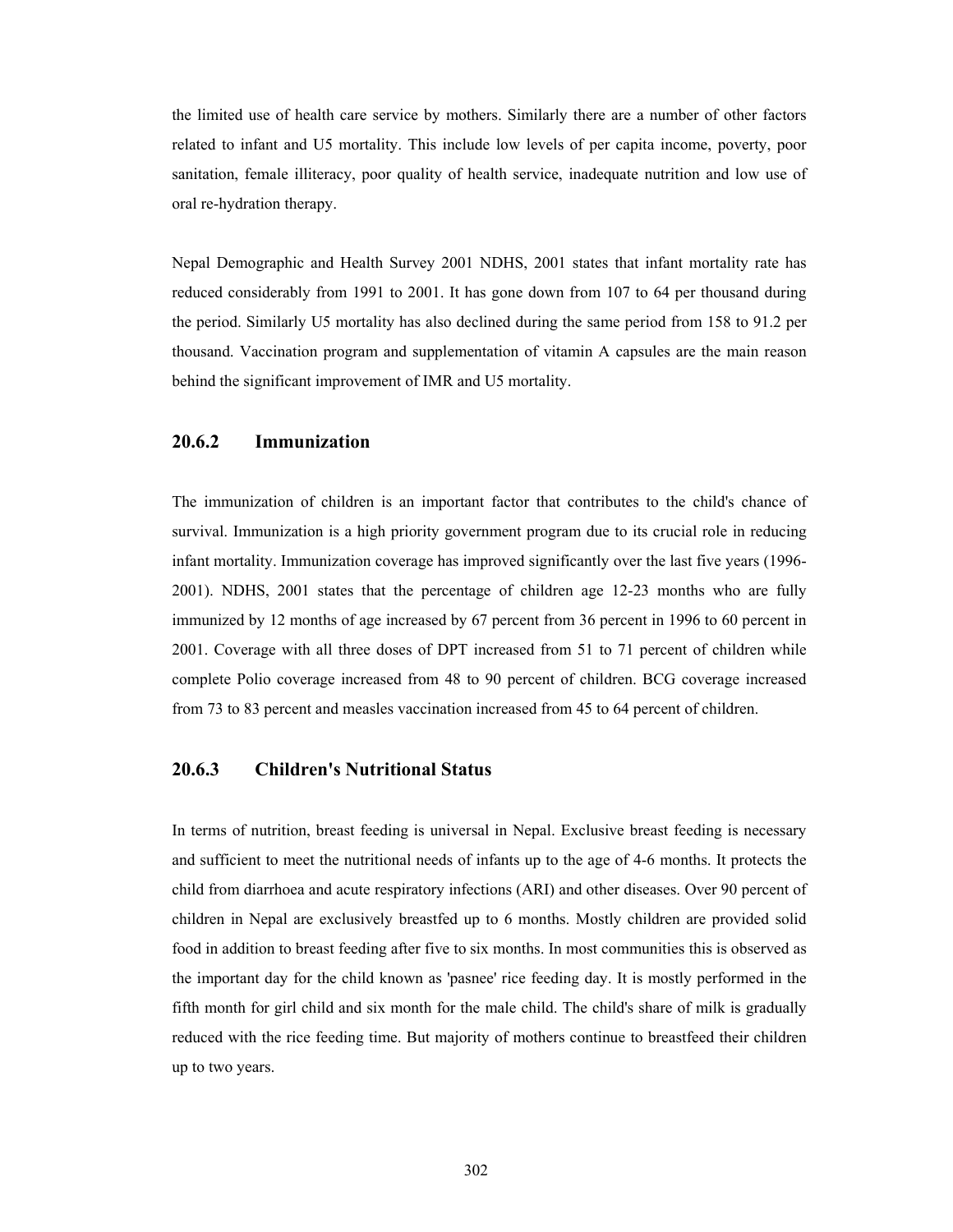the limited use of health care service by mothers. Similarly there are a number of other factors related to infant and U5 mortality. This include low levels of per capita income, poverty, poor sanitation, female illiteracy, poor quality of health service, inadequate nutrition and low use of oral re-hydration therapy.

Nepal Demographic and Health Survey 2001 NDHS, 2001 states that infant mortality rate has reduced considerably from 1991 to 2001. It has gone down from 107 to 64 per thousand during the period. Similarly U5 mortality has also declined during the same period from 158 to 91.2 per thousand. Vaccination program and supplementation of vitamin A capsules are the main reason behind the significant improvement of IMR and U5 mortality.

### 20.6.2 Immunization

The immunization of children is an important factor that contributes to the child's chance of survival. Immunization is a high priority government program due to its crucial role in reducing infant mortality. Immunization coverage has improved significantly over the last five years (1996-2001). NDHS, 2001 states that the percentage of children age 12-23 months who are fully immunized by 12 months of age increased by 67 percent from 36 percent in 1996 to 60 percent in 2001. Coverage with all three doses of DPT increased from 51 to 71 percent of children while complete Polio coverage increased from 48 to 90 percent of children. BCG coverage increased from 73 to 83 percent and measles vaccination increased from 45 to 64 percent of children.

### 20.6.3 Children's Nutritional Status

In terms of nutrition, breast feeding is universal in Nepal. Exclusive breast feeding is necessary and sufficient to meet the nutritional needs of infants up to the age of 4-6 months. It protects the child from diarrhoea and acute respiratory infections (ARI) and other diseases. Over 90 percent of children in Nepal are exclusively breastfed up to 6 months. Mostly children are provided solid food in addition to breast feeding after five to six months. In most communities this is observed as the important day for the child known as 'pasnee' rice feeding day. It is mostly performed in the fifth month for girl child and six month for the male child. The child's share of milk is gradually reduced with the rice feeding time. But majority of mothers continue to breastfeed their children up to two years.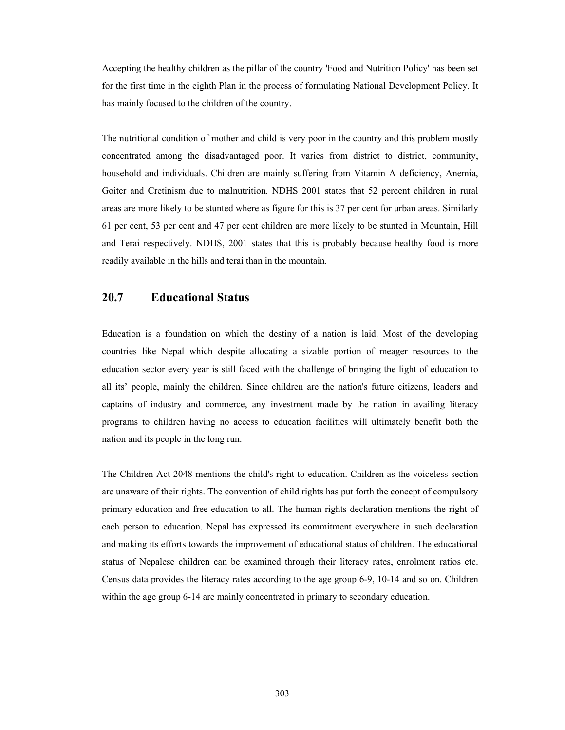Accepting the healthy children as the pillar of the country 'Food and Nutrition Policy' has been set for the first time in the eighth Plan in the process of formulating National Development Policy. It has mainly focused to the children of the country.

The nutritional condition of mother and child is very poor in the country and this problem mostly concentrated among the disadvantaged poor. It varies from district to district, community, household and individuals. Children are mainly suffering from Vitamin A deficiency, Anemia, Goiter and Cretinism due to malnutrition. NDHS 2001 states that 52 percent children in rural areas are more likely to be stunted where as figure for this is 37 per cent for urban areas. Similarly 61 per cent, 53 per cent and 47 per cent children are more likely to be stunted in Mountain, Hill and Terai respectively. NDHS, 2001 states that this is probably because healthy food is more readily available in the hills and terai than in the mountain.

## 20.7 Educational Status

Education is a foundation on which the destiny of a nation is laid. Most of the developing countries like Nepal which despite allocating a sizable portion of meager resources to the education sector every year is still faced with the challenge of bringing the light of education to all its' people, mainly the children. Since children are the nation's future citizens, leaders and captains of industry and commerce, any investment made by the nation in availing literacy programs to children having no access to education facilities will ultimately benefit both the nation and its people in the long run.

The Children Act 2048 mentions the child's right to education. Children as the voiceless section are unaware of their rights. The convention of child rights has put forth the concept of compulsory primary education and free education to all. The human rights declaration mentions the right of each person to education. Nepal has expressed its commitment everywhere in such declaration and making its efforts towards the improvement of educational status of children. The educational status of Nepalese children can be examined through their literacy rates, enrolment ratios etc. Census data provides the literacy rates according to the age group 6-9, 10-14 and so on. Children within the age group 6-14 are mainly concentrated in primary to secondary education.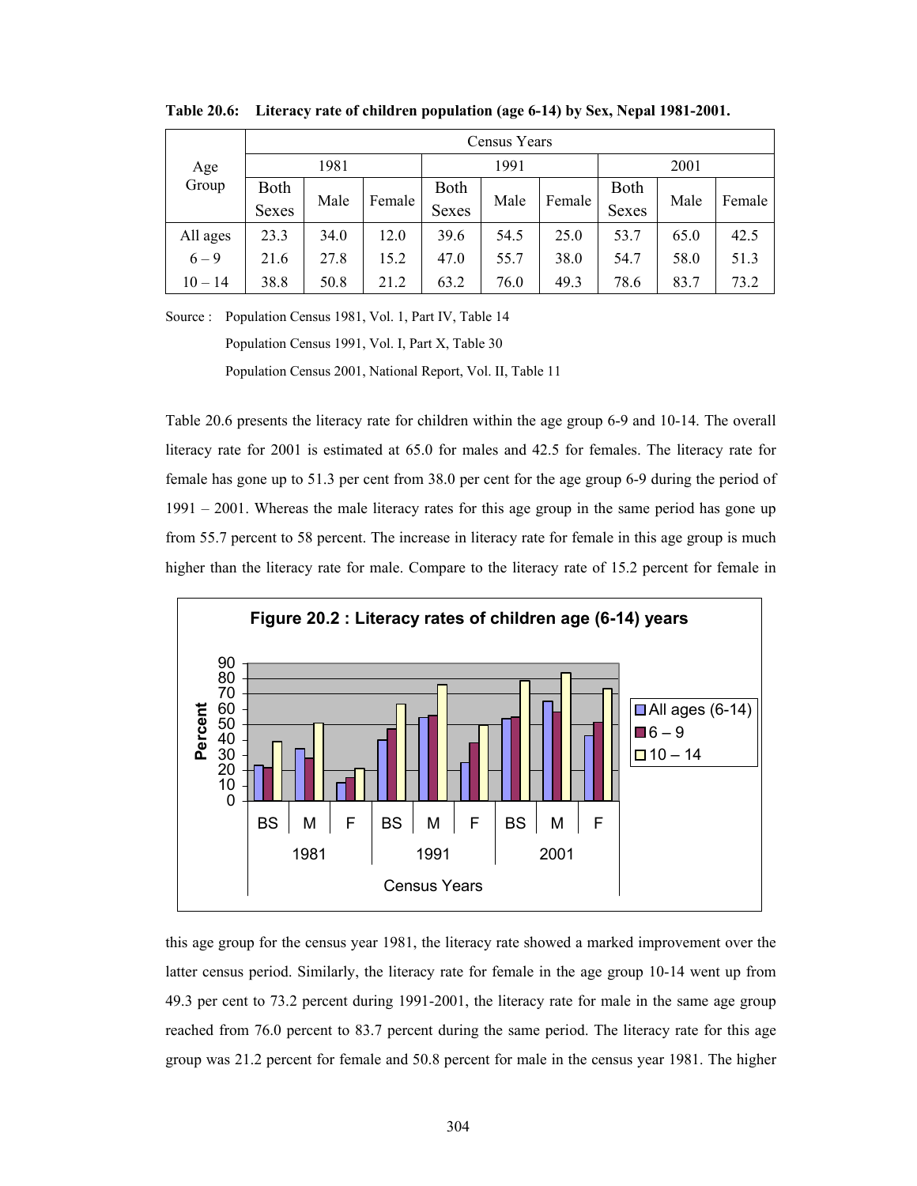**Table 20.6: Literacy rate of children population (age 6-14) by Sex, Nepal 1981-2001.**

| Age Group | Census Years | | | | | | | | |
|---|---|---|---|---|---|---|---|---|---|
| | 1981 | | | 1991 | | | 2001 | | |
| | Both Sexes | Male | Female | Both Sexes | Male | Female | Both Sexes | Male | Female |
| All ages | 23.3 | 34.0 | 12.0 | 39.6 | 54.5 | 25.0 | 53.7 | 65.0 | 42.5 |
| 6 – 9 | 21.6 | 27.8 | 15.2 | 47.0 | 55.7 | 38.0 | 54.7 | 58.0 | 51.3 |
| 10 – 14 | 38.8 | 50.8 | 21.2 | 63.2 | 76.0 | 49.3 | 78.6 | 83.7 | 73.2 |

Source : Population Census 1981, Vol. 1, Part IV, Table 14
Population Census 1991, Vol. I, Part X, Table 30
Population Census 2001, National Report, Vol. II, Table 11

Table 20.6 presents the literacy rate for children within the age group 6-9 and 10-14. The overall literacy rate for 2001 is estimated at 65.0 for males and 42.5 for females. The literacy rate for female has gone up to 51.3 per cent from 38.0 per cent for the age group 6-9 during the period of 1991 – 2001. Whereas the male literacy rates for this age group in the same period has gone up from 55.7 percent to 58 percent. The increase in literacy rate for female in this age group is much higher than the literacy rate for male. Compare to the literacy rate of 15.2 percent for female in

**Figure 20.2 : Literacy rates of children age (6-14) years**

this age group for the census year 1981, the literacy rate showed a marked improvement over the latter census period. Similarly, the literacy rate for female in the age group 10-14 went up from 49.3 per cent to 73.2 percent during 1991-2001, the literacy rate for male in the same age group reached from 76.0 percent to 83.7 percent during the same period. The literacy rate for this age group was 21.2 percent for female and 50.8 percent for male in the census year 1981. The higher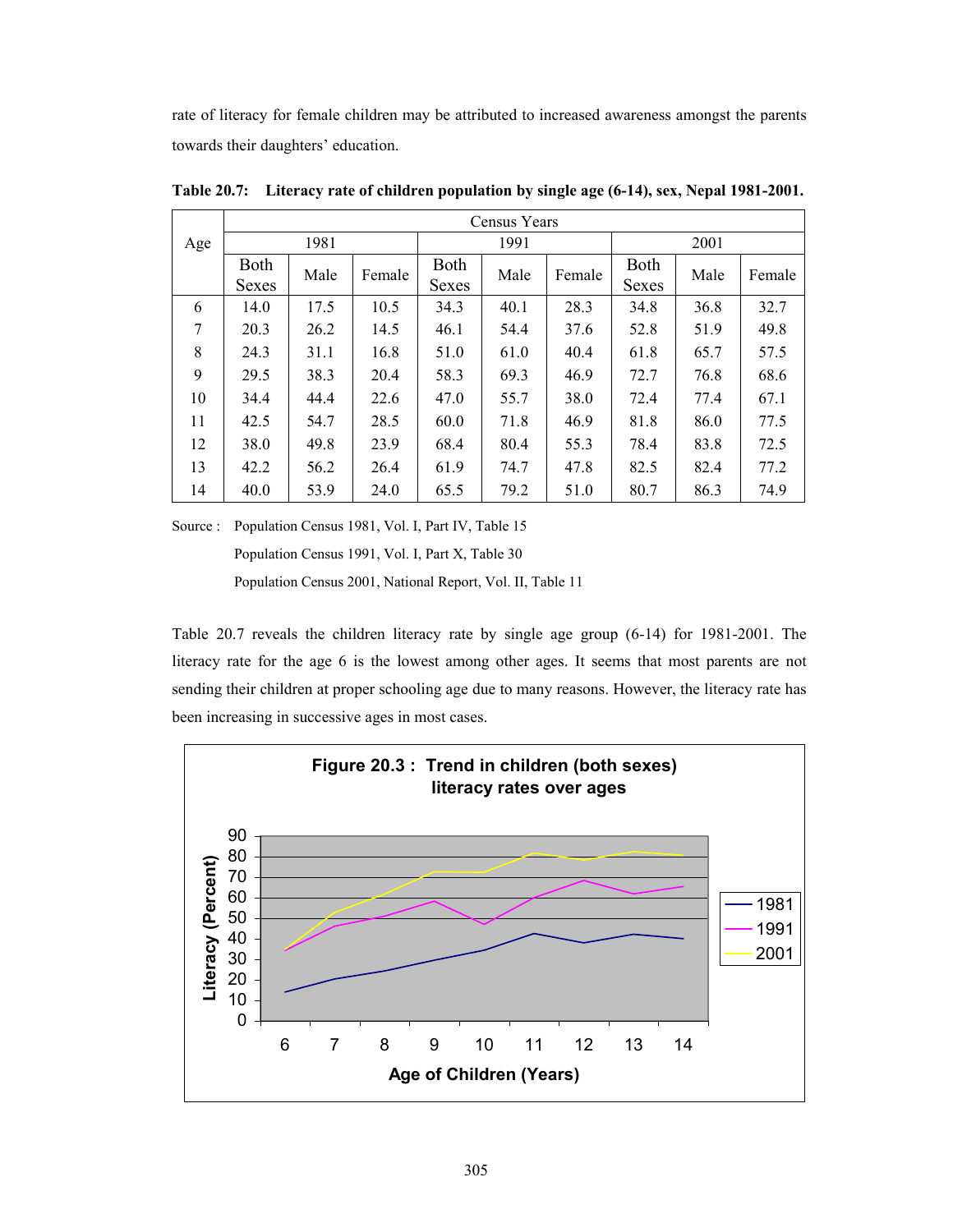rate of literacy for female children may be attributed to increased awareness amongst the parents towards their daughters' education.

**Table 20.7: Literacy rate of children population by single age (6-14), sex, Nepal 1981-2001.**

| Age | Census Years | | | | | | | | |
|---|---|---|---|---|---|---|---|---|---|
| | 1981 | | | 1991 | | | 2001 | | |
| | Both Sexes | Male | Female | Both Sexes | Male | Female | Both Sexes | Male | Female |
| 6 | 14.0 | 17.5 | 10.5 | 34.3 | 40.1 | 28.3 | 34.8 | 36.8 | 32.7 |
| 7 | 20.3 | 26.2 | 14.5 | 46.1 | 54.4 | 37.6 | 52.8 | 51.9 | 49.8 |
| 8 | 24.3 | 31.1 | 16.8 | 51.0 | 61.0 | 40.4 | 61.8 | 65.7 | 57.5 |
| 9 | 29.5 | 38.3 | 20.4 | 58.3 | 69.3 | 46.9 | 72.7 | 76.8 | 68.6 |
| 10 | 34.4 | 44.4 | 22.6 | 47.0 | 55.7 | 38.0 | 72.4 | 77.4 | 67.1 |
| 11 | 42.5 | 54.7 | 28.5 | 60.0 | 71.8 | 46.9 | 81.8 | 86.0 | 77.5 |
| 12 | 38.0 | 49.8 | 23.9 | 68.4 | 80.4 | 55.3 | 78.4 | 83.8 | 72.5 |
| 13 | 42.2 | 56.2 | 26.4 | 61.9 | 74.7 | 47.8 | 82.5 | 82.4 | 77.2 |
| 14 | 40.0 | 53.9 | 24.0 | 65.5 | 79.2 | 51.0 | 80.7 | 86.3 | 74.9 |

Source : Population Census 1981, Vol. I, Part IV, Table 15

Population Census 1991, Vol. I, Part X, Table 30

Population Census 2001, National Report, Vol. II, Table 11

Table 20.7 reveals the children literacy rate by single age group (6-14) for 1981-2001. The literacy rate for the age 6 is the lowest among other ages. It seems that most parents are not sending their children at proper schooling age due to many reasons. However, the literacy rate has been increasing in successive ages in most cases.

**Figure 20.3 : Trend in children (both sexes) literacy rates over ages**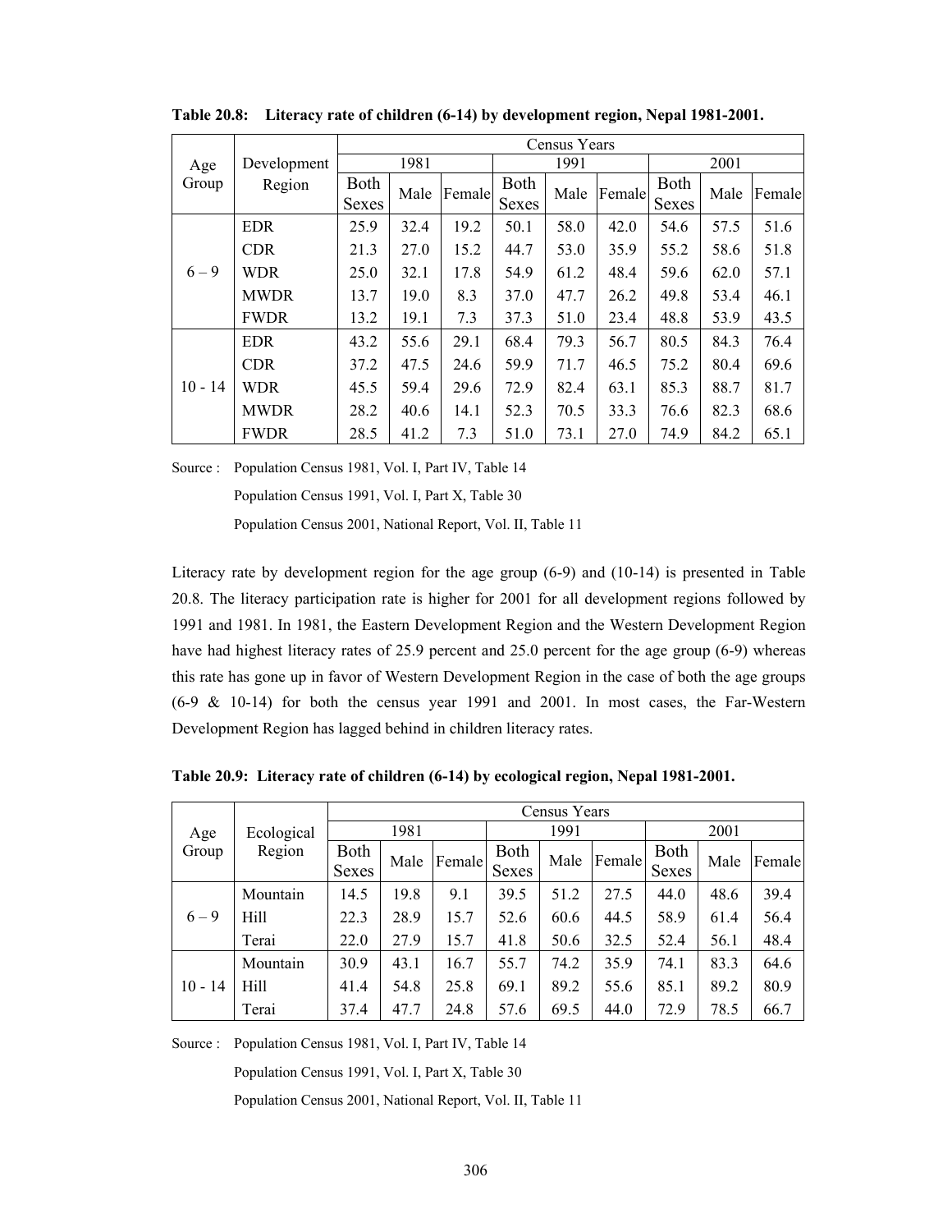**Table 20.8: Literacy rate of children (6-14) by development region, Nepal 1981-2001.**

| Age Group | Development Region | Census Years | | | | | | | | |
|---|---|---|---|---|---|---|---|---|---|---|
| | | 1981 | | | 1991 | | | 2001 | | |
| | | Both Sexes | Male | Female | Both Sexes | Male | Female | Both Sexes | Male | Female |
| 6 – 9 | EDR | 25.9 | 32.4 | 19.2 | 50.1 | 58.0 | 42.0 | 54.6 | 57.5 | 51.6 |
| | CDR | 21.3 | 27.0 | 15.2 | 44.7 | 53.0 | 35.9 | 55.2 | 58.6 | 51.8 |
| | WDR | 25.0 | 32.1 | 17.8 | 54.9 | 61.2 | 48.4 | 59.6 | 62.0 | 57.1 |
| | MWDR | 13.7 | 19.0 | 8.3 | 37.0 | 47.7 | 26.2 | 49.8 | 53.4 | 46.1 |
| | FWDR | 13.2 | 19.1 | 7.3 | 37.3 | 51.0 | 23.4 | 48.8 | 53.9 | 43.5 |
| 10 - 14 | EDR | 43.2 | 55.6 | 29.1 | 68.4 | 79.3 | 56.7 | 80.5 | 84.3 | 76.4 |
| | CDR | 37.2 | 47.5 | 24.6 | 59.9 | 71.7 | 46.5 | 75.2 | 80.4 | 69.6 |
| | WDR | 45.5 | 59.4 | 29.6 | 72.9 | 82.4 | 63.1 | 85.3 | 88.7 | 81.7 |
| | MWDR | 28.2 | 40.6 | 14.1 | 52.3 | 70.5 | 33.3 | 76.6 | 82.3 | 68.6 |
| | FWDR | 28.5 | 41.2 | 7.3 | 51.0 | 73.1 | 27.0 | 74.9 | 84.2 | 65.1 |

Source : Population Census 1981, Vol. I, Part IV, Table 14

Population Census 1991, Vol. I, Part X, Table 30

Population Census 2001, National Report, Vol. II, Table 11

Literacy rate by development region for the age group (6-9) and (10-14) is presented in Table 20.8. The literacy participation rate is higher for 2001 for all development regions followed by 1991 and 1981. In 1981, the Eastern Development Region and the Western Development Region have had highest literacy rates of 25.9 percent and 25.0 percent for the age group (6-9) whereas this rate has gone up in favor of Western Development Region in the case of both the age groups (6-9 & 10-14) for both the census year 1991 and 2001. In most cases, the Far-Western Development Region has lagged behind in children literacy rates.

**Table 20.9: Literacy rate of children (6-14) by ecological region, Nepal 1981-2001.**

| Age Group | Ecological Region | Census Years | | | | | | | | |
|---|---|---|---|---|---|---|---|---|---|---|
| | | 1981 | | | 1991 | | | 2001 | | |
| | | Both Sexes | Male | Female | Both Sexes | Male | Female | Both Sexes | Male | Female |
| 6 – 9 | Mountain | 14.5 | 19.8 | 9.1 | 39.5 | 51.2 | 27.5 | 44.0 | 48.6 | 39.4 |
| | Hill | 22.3 | 28.9 | 15.7 | 52.6 | 60.6 | 44.5 | 58.9 | 61.4 | 56.4 |
| | Terai | 22.0 | 27.9 | 15.7 | 41.8 | 50.6 | 32.5 | 52.4 | 56.1 | 48.4 |
| 10 - 14 | Mountain | 30.9 | 43.1 | 16.7 | 55.7 | 74.2 | 35.9 | 74.1 | 83.3 | 64.6 |
| | Hill | 41.4 | 54.8 | 25.8 | 69.1 | 89.2 | 55.6 | 85.1 | 89.2 | 80.9 |
| | Terai | 37.4 | 47.7 | 24.8 | 57.6 | 69.5 | 44.0 | 72.9 | 78.5 | 66.7 |

Source : Population Census 1981, Vol. I, Part IV, Table 14

Population Census 1991, Vol. I, Part X, Table 30

Population Census 2001, National Report, Vol. II, Table 11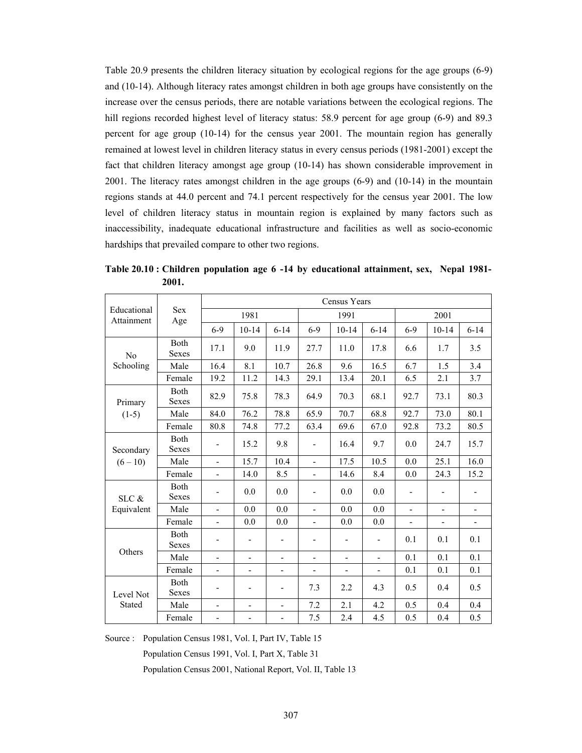Table 20.9 presents the children literacy situation by ecological regions for the age groups (6-9) and (10-14). Although literacy rates amongst children in both age groups have consistently on the increase over the census periods, there are notable variations between the ecological regions. The hill regions recorded highest level of literacy status: 58.9 percent for age group (6-9) and 89.3 percent for age group (10-14) for the census year 2001. The mountain region has generally remained at lowest level in children literacy status in every census periods (1981-2001) except the fact that children literacy amongst age group (10-14) has shown considerable improvement in 2001. The literacy rates amongst children in the age groups (6-9) and (10-14) in the mountain regions stands at 44.0 percent and 74.1 percent respectively for the census year 2001. The low level of children literacy status in mountain region is explained by many factors such as inaccessibility, inadequate educational infrastructure and facilities as well as socio-economic hardships that prevailed compare to other two regions.

**Table 20.10 : Children population age 6 -14 by educational attainment, sex, Nepal 1981-2001.**

| Educational Attainment | Sex Age | Census Years | | | | | | | | |
|---|---|---|---|---|---|---|---|---|---|---|
| | | 1981 | | | 1991 | | | 2001 | | |
| | | 6-9 | 10-14 | 6-14 | 6-9 | 10-14 | 6-14 | 6-9 | 10-14 | 6-14 |
| No Schooling | Both Sexes | 17.1 | 9.0 | 11.9 | 27.7 | 11.0 | 17.8 | 6.6 | 1.7 | 3.5 |
| | Male | 16.4 | 8.1 | 10.7 | 26.8 | 9.6 | 16.5 | 6.7 | 1.5 | 3.4 |
| | Female | 19.2 | 11.2 | 14.3 | 29.1 | 13.4 | 20.1 | 6.5 | 2.1 | 3.7 |
| Primary (1-5) | Both Sexes | 82.9 | 75.8 | 78.3 | 64.9 | 70.3 | 68.1 | 92.7 | 73.1 | 80.3 |
| | Male | 84.0 | 76.2 | 78.8 | 65.9 | 70.7 | 68.8 | 92.7 | 73.0 | 80.1 |
| | Female | 80.8 | 74.8 | 77.2 | 63.4 | 69.6 | 67.0 | 92.8 | 73.2 | 80.5 |
| Secondary (6 – 10) | Both Sexes | - | 15.2 | 9.8 | - | 16.4 | 9.7 | 0.0 | 24.7 | 15.7 |
| | Male | - | 15.7 | 10.4 | - | 17.5 | 10.5 | 0.0 | 25.1 | 16.0 |
| | Female | - | 14.0 | 8.5 | - | 14.6 | 8.4 | 0.0 | 24.3 | 15.2 |
| SLC & Equivalent | Both Sexes | - | 0.0 | 0.0 | - | 0.0 | 0.0 | - | - | - |
| | Male | - | 0.0 | 0.0 | - | 0.0 | 0.0 | - | - | - |
| | Female | - | 0.0 | 0.0 | - | 0.0 | 0.0 | - | - | - |
| Others | Both Sexes | - | - | - | - | - | - | 0.1 | 0.1 | 0.1 |
| | Male | - | - | - | - | - | - | 0.1 | 0.1 | 0.1 |
| | Female | - | - | - | - | - | - | 0.1 | 0.1 | 0.1 |
| Level Not Stated | Both Sexes | - | - | - | 7.3 | 2.2 | 4.3 | 0.5 | 0.4 | 0.5 |
| | Male | - | - | - | 7.2 | 2.1 | 4.2 | 0.5 | 0.4 | 0.4 |
| | Female | - | - | - | 7.5 | 2.4 | 4.5 | 0.5 | 0.4 | 0.5 |

Source : Population Census 1981, Vol. I, Part IV, Table 15
Population Census 1991, Vol. I, Part X, Table 31
Population Census 2001, National Report, Vol. II, Table 13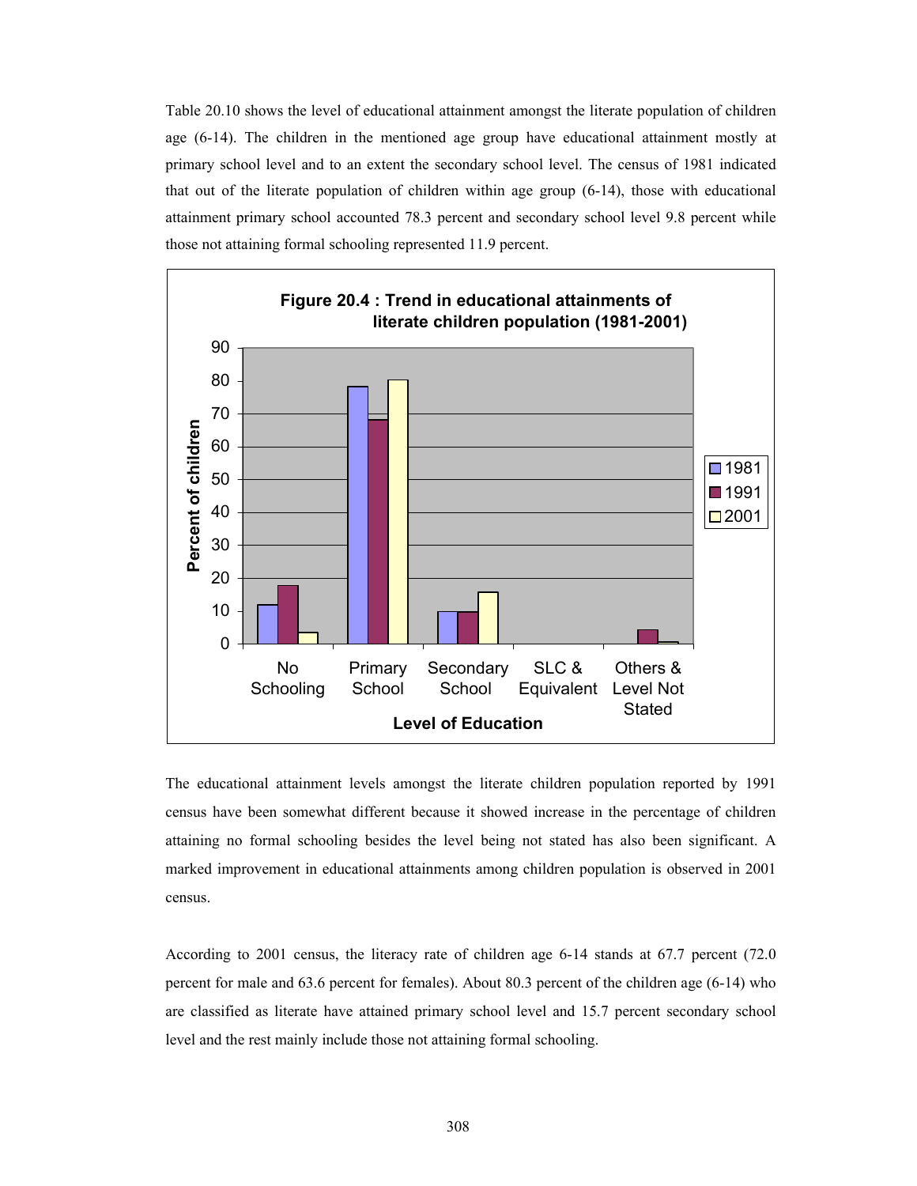Table 20.10 shows the level of educational attainment amongst the literate population of children age (6-14). The children in the mentioned age group have educational attainment mostly at primary school level and to an extent the secondary school level. The census of 1981 indicated that out of the literate population of children within age group (6-14), those with educational attainment primary school accounted 78.3 percent and secondary school level 9.8 percent while those not attaining formal schooling represented 11.9 percent.

**Figure 20.4 : Trend in educational attainments of literate children population (1981-2001)**

The educational attainment levels amongst the literate children population reported by 1991 census have been somewhat different because it showed increase in the percentage of children attaining no formal schooling besides the level being not stated has also been significant. A marked improvement in educational attainments among children population is observed in 2001 census.

According to 2001 census, the literacy rate of children age 6-14 stands at 67.7 percent (72.0 percent for male and 63.6 percent for females). About 80.3 percent of the children age (6-14) who are classified as literate have attained primary school level and 15.7 percent secondary school level and the rest mainly include those not attaining formal schooling.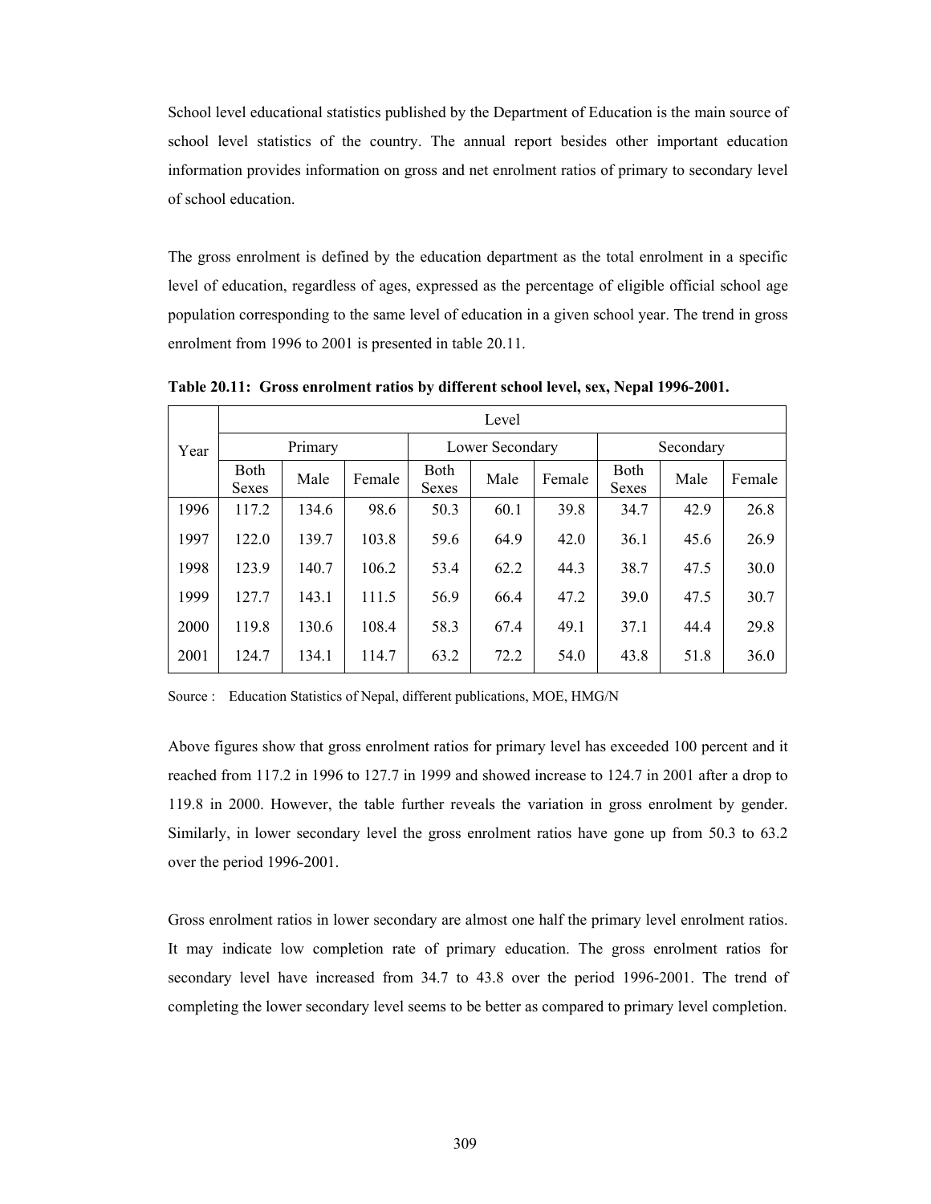School level educational statistics published by the Department of Education is the main source of school level statistics of the country. The annual report besides other important education information provides information on gross and net enrolment ratios of primary to secondary level of school education.

The gross enrolment is defined by the education department as the total enrolment in a specific level of education, regardless of ages, expressed as the percentage of eligible official school age population corresponding to the same level of education in a given school year. The trend in gross enrolment from 1996 to 2001 is presented in table 20.11.

**Table 20.11: Gross enrolment ratios by different school level, sex, Nepal 1996-2001.**

| Year | Level | | | | | | | | |
|---|---|---|---|---|---|---|---|---|---|
| | Primary | | | Lower Secondary | | | Secondary | | |
| | Both Sexes | Male | Female | Both Sexes | Male | Female | Both Sexes | Male | Female |
| 1996 | 117.2 | 134.6 | 98.6 | 50.3 | 60.1 | 39.8 | 34.7 | 42.9 | 26.8 |
| 1997 | 122.0 | 139.7 | 103.8 | 59.6 | 64.9 | 42.0 | 36.1 | 45.6 | 26.9 |
| 1998 | 123.9 | 140.7 | 106.2 | 53.4 | 62.2 | 44.3 | 38.7 | 47.5 | 30.0 |
| 1999 | 127.7 | 143.1 | 111.5 | 56.9 | 66.4 | 47.2 | 39.0 | 47.5 | 30.7 |
| 2000 | 119.8 | 130.6 | 108.4 | 58.3 | 67.4 | 49.1 | 37.1 | 44.4 | 29.8 |
| 2001 | 124.7 | 134.1 | 114.7 | 63.2 | 72.2 | 54.0 | 43.8 | 51.8 | 36.0 |

Source : Education Statistics of Nepal, different publications, MOE, HMG/N

Above figures show that gross enrolment ratios for primary level has exceeded 100 percent and it reached from 117.2 in 1996 to 127.7 in 1999 and showed increase to 124.7 in 2001 after a drop to 119.8 in 2000. However, the table further reveals the variation in gross enrolment by gender. Similarly, in lower secondary level the gross enrolment ratios have gone up from 50.3 to 63.2 over the period 1996-2001.

Gross enrolment ratios in lower secondary are almost one half the primary level enrolment ratios. It may indicate low completion rate of primary education. The gross enrolment ratios for secondary level have increased from 34.7 to 43.8 over the period 1996-2001. The trend of completing the lower secondary level seems to be better as compared to primary level completion.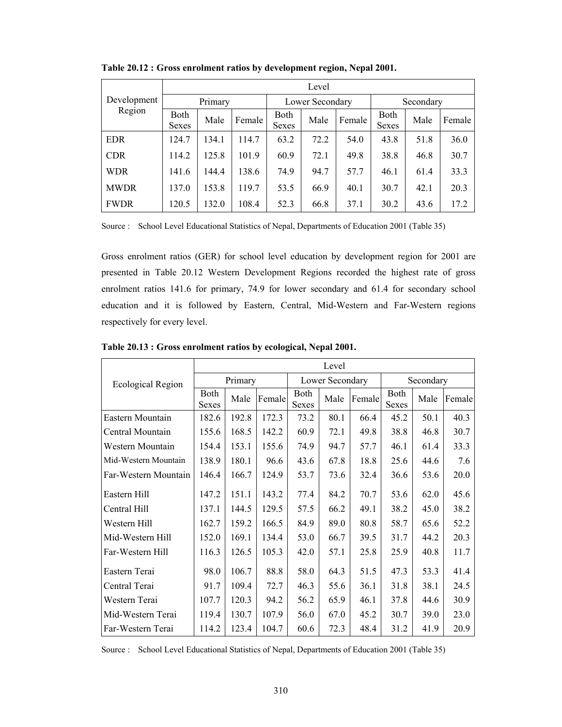**Table 20.12 : Gross enrolment ratios by development region, Nepal 2001.**

| Development Region | Level | | | | | | | | |
|---|---|---|---|---|---|---|---|---|---|
| | Primary | | | Lower Secondary | | | Secondary | | |
| | Both Sexes | Male | Female | Both Sexes | Male | Female | Both Sexes | Male | Female |
| EDR | 124.7 | 134.1 | 114.7 | 63.2 | 72.2 | 54.0 | 43.8 | 51.8 | 36.0 |
| CDR | 114.2 | 125.8 | 101.9 | 60.9 | 72.1 | 49.8 | 38.8 | 46.8 | 30.7 |
| WDR | 141.6 | 144.4 | 138.6 | 74.9 | 94.7 | 57.7 | 46.1 | 61.4 | 33.3 |
| MWDR | 137.0 | 153.8 | 119.7 | 53.5 | 66.9 | 40.1 | 30.7 | 42.1 | 20.3 |
| FWDR | 120.5 | 132.0 | 108.4 | 52.3 | 66.8 | 37.1 | 30.2 | 43.6 | 17.2 |

Source : School Level Educational Statistics of Nepal, Departments of Education 2001 (Table 35)

Gross enrolment ratios (GER) for school level education by development region for 2001 are presented in Table 20.12 Western Development Regions recorded the highest rate of gross enrolment ratios 141.6 for primary, 74.9 for lower secondary and 61.4 for secondary school education and it is followed by Eastern, Central, Mid-Western and Far-Western regions respectively for every level.

**Table 20.13 : Gross enrolment ratios by ecological, Nepal 2001.**

| Ecological Region | Level | | | | | | | | |
|---|---|---|---|---|---|---|---|---|---|
| | Primary | | | Lower Secondary | | | Secondary | | |
| | Both Sexes | Male | Female | Both Sexes | Male | Female | Both Sexes | Male | Female |
| Eastern Mountain | 182.6 | 192.8 | 172.3 | 73.2 | 80.1 | 66.4 | 45.2 | 50.1 | 40.3 |
| Central Mountain | 155.6 | 168.5 | 142.2 | 60.9 | 72.1 | 49.8 | 38.8 | 46.8 | 30.7 |
| Western Mountain | 154.4 | 153.1 | 155.6 | 74.9 | 94.7 | 57.7 | 46.1 | 61.4 | 33.3 |
| Mid-Western Mountain | 138.9 | 180.1 | 96.6 | 43.6 | 67.8 | 18.8 | 25.6 | 44.6 | 7.6 |
| Far-Western Mountain | 146.4 | 166.7 | 124.9 | 53.7 | 73.6 | 32.4 | 36.6 | 53.6 | 20.0 |
| Eastern Hill | 147.2 | 151.1 | 143.2 | 77.4 | 84.2 | 70.7 | 53.6 | 62.0 | 45.6 |
| Central Hill | 137.1 | 144.5 | 129.5 | 57.5 | 66.2 | 49.1 | 38.2 | 45.0 | 38.2 |
| Western Hill | 162.7 | 159.2 | 166.5 | 84.9 | 89.0 | 80.8 | 58.7 | 65.6 | 52.2 |
| Mid-Western Hill | 152.0 | 169.1 | 134.4 | 53.0 | 66.7 | 39.5 | 31.7 | 44.2 | 20.3 |
| Far-Western Hill | 116.3 | 126.5 | 105.3 | 42.0 | 57.1 | 25.8 | 25.9 | 40.8 | 11.7 |
| Eastern Terai | 98.0 | 106.7 | 88.8 | 58.0 | 64.3 | 51.5 | 47.3 | 53.3 | 41.4 |
| Central Terai | 91.7 | 109.4 | 72.7 | 46.3 | 55.6 | 36.1 | 31.8 | 38.1 | 24.5 |
| Western Terai | 107.7 | 120.3 | 94.2 | 56.2 | 65.9 | 46.1 | 37.8 | 44.6 | 30.9 |
| Mid-Western Terai | 119.4 | 130.7 | 107.9 | 56.0 | 67.0 | 45.2 | 30.7 | 39.0 | 23.0 |
| Far-Western Terai | 114.2 | 123.4 | 104.7 | 60.6 | 72.3 | 48.4 | 31.2 | 41.9 | 20.9 |

Source : School Level Educational Statistics of Nepal, Departments of Education 2001 (Table 35)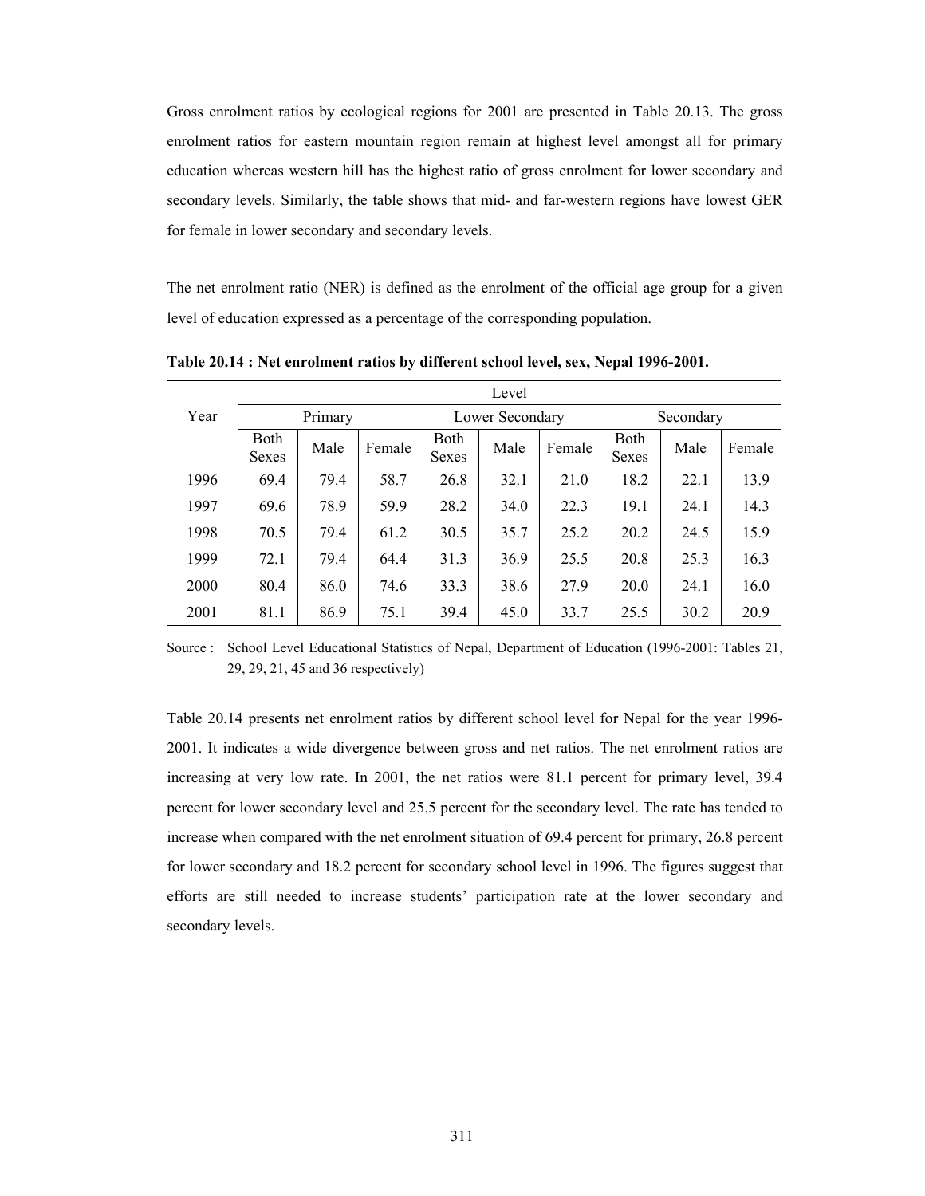Gross enrolment ratios by ecological regions for 2001 are presented in Table 20.13. The gross enrolment ratios for eastern mountain region remain at highest level amongst all for primary education whereas western hill has the highest ratio of gross enrolment for lower secondary and secondary levels. Similarly, the table shows that mid- and far-western regions have lowest GER for female in lower secondary and secondary levels.

The net enrolment ratio (NER) is defined as the enrolment of the official age group for a given level of education expressed as a percentage of the corresponding population.

**Table 20.14 : Net enrolment ratios by different school level, sex, Nepal 1996-2001.**

| Year | Level | | | | | | | | |
|---|---|---|---|---|---|---|---|---|---|
| | Primary | | | Lower Secondary | | | Secondary | | |
| | Both Sexes | Male | Female | Both Sexes | Male | Female | Both Sexes | Male | Female |
| 1996 | 69.4 | 79.4 | 58.7 | 26.8 | 32.1 | 21.0 | 18.2 | 22.1 | 13.9 |
| 1997 | 69.6 | 78.9 | 59.9 | 28.2 | 34.0 | 22.3 | 19.1 | 24.1 | 14.3 |
| 1998 | 70.5 | 79.4 | 61.2 | 30.5 | 35.7 | 25.2 | 20.2 | 24.5 | 15.9 |
| 1999 | 72.1 | 79.4 | 64.4 | 31.3 | 36.9 | 25.5 | 20.8 | 25.3 | 16.3 |
| 2000 | 80.4 | 86.0 | 74.6 | 33.3 | 38.6 | 27.9 | 20.0 | 24.1 | 16.0 |
| 2001 | 81.1 | 86.9 | 75.1 | 39.4 | 45.0 | 33.7 | 25.5 | 30.2 | 20.9 |

Source : School Level Educational Statistics of Nepal, Department of Education (1996-2001: Tables 21, 29, 29, 21, 45 and 36 respectively)

Table 20.14 presents net enrolment ratios by different school level for Nepal for the year 1996-2001. It indicates a wide divergence between gross and net ratios. The net enrolment ratios are increasing at very low rate. In 2001, the net ratios were 81.1 percent for primary level, 39.4 percent for lower secondary level and 25.5 percent for the secondary level. The rate has tended to increase when compared with the net enrolment situation of 69.4 percent for primary, 26.8 percent for lower secondary and 18.2 percent for secondary school level in 1996. The figures suggest that efforts are still needed to increase students' participation rate at the lower secondary and secondary levels.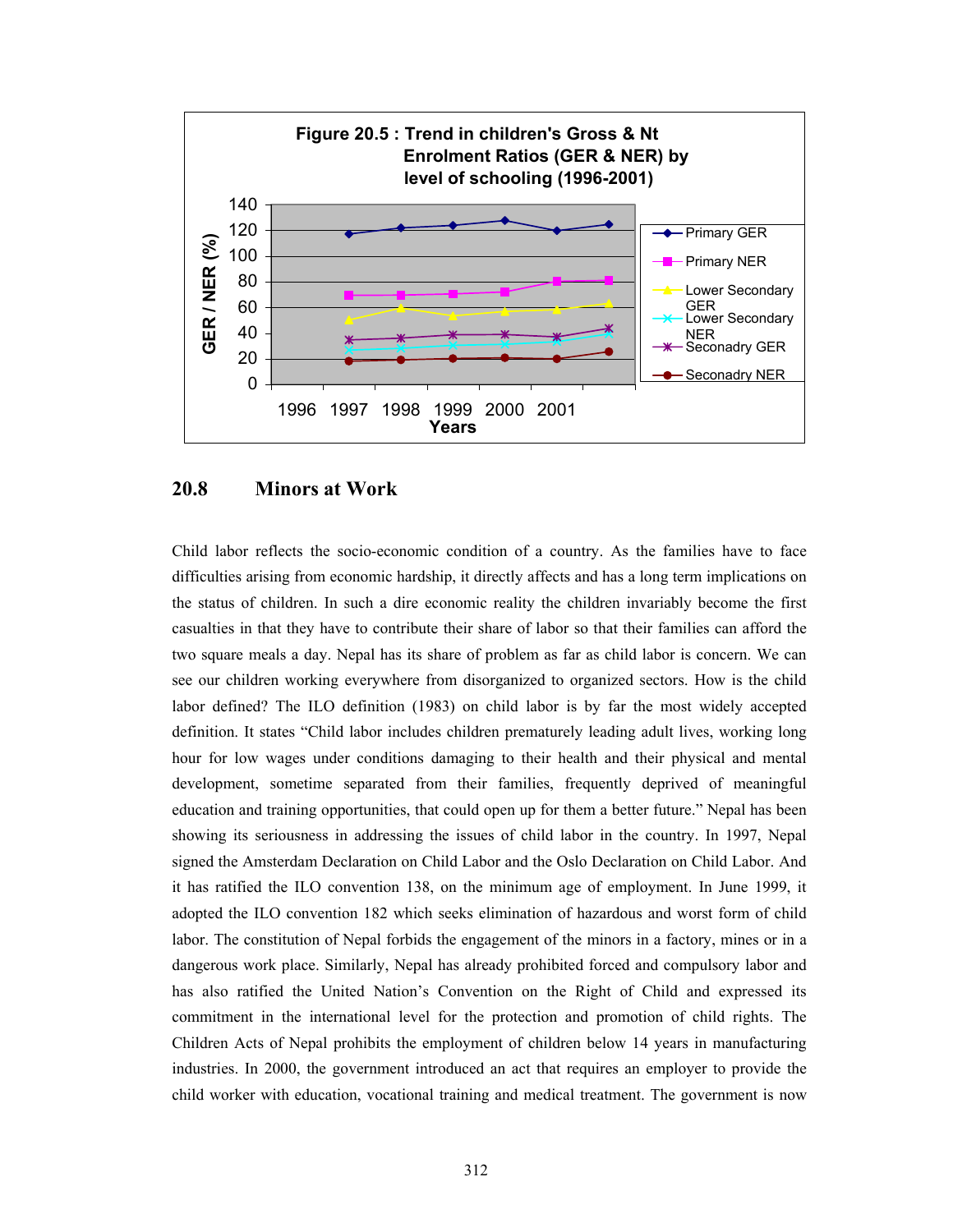**Figure 20.5 : Trend in children's Gross & Nt Enrolment Ratios (GER & NER) by level of schooling (1996-2001)**

## 20.8 Minors at Work

Child labor reflects the socio-economic condition of a country. As the families have to face difficulties arising from economic hardship, it directly affects and has a long term implications on the status of children. In such a dire economic reality the children invariably become the first casualties in that they have to contribute their share of labor so that their families can afford the two square meals a day. Nepal has its share of problem as far as child labor is concern. We can see our children working everywhere from disorganized to organized sectors. How is the child labor defined? The ILO definition (1983) on child labor is by far the most widely accepted definition. It states "Child labor includes children prematurely leading adult lives, working long hour for low wages under conditions damaging to their health and their physical and mental development, sometime separated from their families, frequently deprived of meaningful education and training opportunities, that could open up for them a better future." Nepal has been showing its seriousness in addressing the issues of child labor in the country. In 1997, Nepal signed the Amsterdam Declaration on Child Labor and the Oslo Declaration on Child Labor. And it has ratified the ILO convention 138, on the minimum age of employment. In June 1999, it adopted the ILO convention 182 which seeks elimination of hazardous and worst form of child labor. The constitution of Nepal forbids the engagement of the minors in a factory, mines or in a dangerous work place. Similarly, Nepal has already prohibited forced and compulsory labor and has also ratified the United Nation's Convention on the Right of Child and expressed its commitment in the international level for the protection and promotion of child rights. The Children Acts of Nepal prohibits the employment of children below 14 years in manufacturing industries. In 2000, the government introduced an act that requires an employer to provide the child worker with education, vocational training and medical treatment. The government is now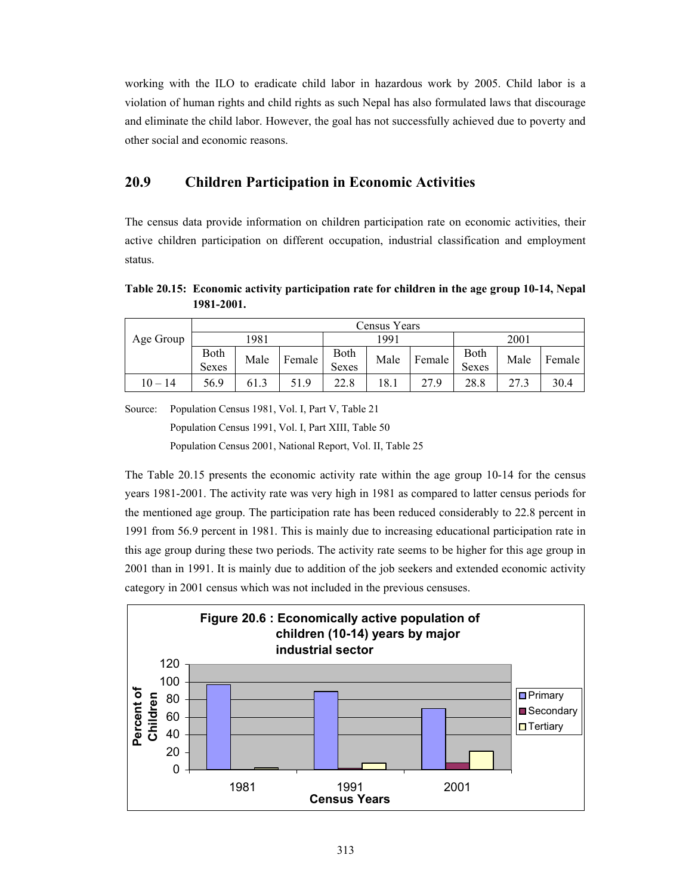working with the ILO to eradicate child labor in hazardous work by 2005. Child labor is a violation of human rights and child rights as such Nepal has also formulated laws that discourage and eliminate the child labor. However, the goal has not successfully achieved due to poverty and other social and economic reasons.

## 20.9 Children Participation in Economic Activities

The census data provide information on children participation rate on economic activities, their active children participation on different occupation, industrial classification and employment status.

**Table 20.15: Economic activity participation rate for children in the age group 10-14, Nepal 1981-2001.**

| Age Group | Census Years | | | | | | | | |
|---|---|---|---|---|---|---|---|---|---|
| | 1981 | | | 1991 | | | 2001 | | |
| | Both Sexes | Male | Female | Both Sexes | Male | Female | Both Sexes | Male | Female |
| 10 – 14 | 56.9 | 61.3 | 51.9 | 22.8 | 18.1 | 27.9 | 28.8 | 27.3 | 30.4 |

Source: Population Census 1981, Vol. I, Part V, Table 21
Population Census 1991, Vol. I, Part XIII, Table 50
Population Census 2001, National Report, Vol. II, Table 25

The Table 20.15 presents the economic activity rate within the age group 10-14 for the census years 1981-2001. The activity rate was very high in 1981 as compared to latter census periods for the mentioned age group. The participation rate has been reduced considerably to 22.8 percent in 1991 from 56.9 percent in 1981. This is mainly due to increasing educational participation rate in this age group during these two periods. The activity rate seems to be higher for this age group in 2001 than in 1991. It is mainly due to addition of the job seekers and extended economic activity category in 2001 census which was not included in the previous censuses.

**Figure 20.6 : Economically active population of children (10-14) years by major industrial sector**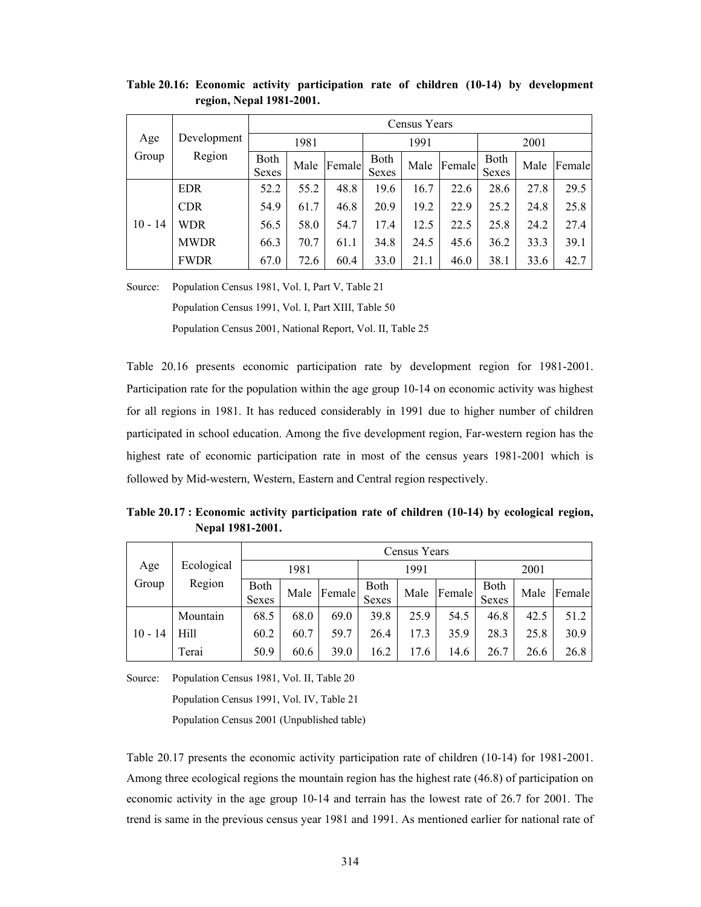**Table 20.16: Economic activity participation rate of children (10-14) by development region, Nepal 1981-2001.**

| Age Group | Development Region | Census Years | | | | | | | | |
|---|---|---|---|---|---|---|---|---|---|---|
| | | 1981 | | | 1991 | | | 2001 | | |
| | | Both Sexes | Male | Female | Both Sexes | Male | Female | Both Sexes | Male | Female |
| 10 - 14 | EDR | 52.2 | 55.2 | 48.8 | 19.6 | 16.7 | 22.6 | 28.6 | 27.8 | 29.5 |
| | CDR | 54.9 | 61.7 | 46.8 | 20.9 | 19.2 | 22.9 | 25.2 | 24.8 | 25.8 |
| | WDR | 56.5 | 58.0 | 54.7 | 17.4 | 12.5 | 22.5 | 25.8 | 24.2 | 27.4 |
| | MWDR | 66.3 | 70.7 | 61.1 | 34.8 | 24.5 | 45.6 | 36.2 | 33.3 | 39.1 |
| | FWDR | 67.0 | 72.6 | 60.4 | 33.0 | 21.1 | 46.0 | 38.1 | 33.6 | 42.7 |

Source: Population Census 1981, Vol. I, Part V, Table 21
Population Census 1991, Vol. I, Part XIII, Table 50
Population Census 2001, National Report, Vol. II, Table 25

Table 20.16 presents economic participation rate by development region for 1981-2001. Participation rate for the population within the age group 10-14 on economic activity was highest for all regions in 1981. It has reduced considerably in 1991 due to higher number of children participated in school education. Among the five development region, Far-western region has the highest rate of economic participation rate in most of the census years 1981-2001 which is followed by Mid-western, Western, Eastern and Central region respectively.

**Table 20.17 : Economic activity participation rate of children (10-14) by ecological region, Nepal 1981-2001.**

| Age Group | Ecological Region | Census Years | | | | | | | | |
|---|---|---|---|---|---|---|---|---|---|---|
| | | 1981 | | | 1991 | | | 2001 | | |
| | | Both Sexes | Male | Female | Both Sexes | Male | Female | Both Sexes | Male | Female |
| 10 - 14 | Mountain | 68.5 | 68.0 | 69.0 | 39.8 | 25.9 | 54.5 | 46.8 | 42.5 | 51.2 |
| | Hill | 60.2 | 60.7 | 59.7 | 26.4 | 17.3 | 35.9 | 28.3 | 25.8 | 30.9 |
| | Terai | 50.9 | 60.6 | 39.0 | 16.2 | 17.6 | 14.6 | 26.7 | 26.6 | 26.8 |

Source: Population Census 1981, Vol. II, Table 20
Population Census 1991, Vol. IV, Table 21
Population Census 2001 (Unpublished table)

Table 20.17 presents the economic activity participation rate of children (10-14) for 1981-2001. Among three ecological regions the mountain region has the highest rate (46.8) of participation on economic activity in the age group 10-14 and terrain has the lowest rate of 26.7 for 2001. The trend is same in the previous census year 1981 and 1991. As mentioned earlier for national rate of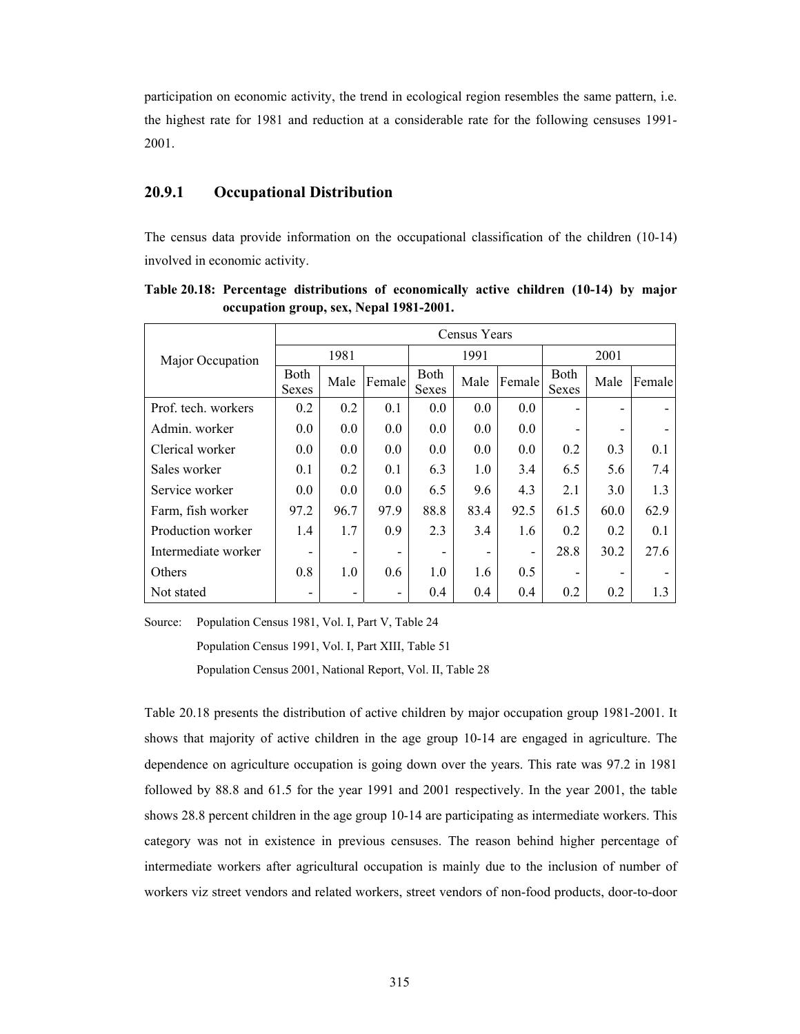participation on economic activity, the trend in ecological region resembles the same pattern, i.e. the highest rate for 1981 and reduction at a considerable rate for the following censuses 1991-2001.

### 20.9.1 Occupational Distribution

The census data provide information on the occupational classification of the children (10-14) involved in economic activity.

**Table 20.18: Percentage distributions of economically active children (10-14) by major occupation group, sex, Nepal 1981-2001.**

| Major Occupation | Census Years | | | | | | | | |
|---|---|---|---|---|---|---|---|---|---|
| | 1981 | | | 1991 | | | 2001 | | |
| | Both Sexes | Male | Female | Both Sexes | Male | Female | Both Sexes | Male | Female |
| Prof. tech. workers | 0.2 | 0.2 | 0.1 | 0.0 | 0.0 | 0.0 | - | - | - |
| Admin. worker | 0.0 | 0.0 | 0.0 | 0.0 | 0.0 | 0.0 | - | - | - |
| Clerical worker | 0.0 | 0.0 | 0.0 | 0.0 | 0.0 | 0.0 | 0.2 | 0.3 | 0.1 |
| Sales worker | 0.1 | 0.2 | 0.1 | 6.3 | 1.0 | 3.4 | 6.5 | 5.6 | 7.4 |
| Service worker | 0.0 | 0.0 | 0.0 | 6.5 | 9.6 | 4.3 | 2.1 | 3.0 | 1.3 |
| Farm, fish worker | 97.2 | 96.7 | 97.9 | 88.8 | 83.4 | 92.5 | 61.5 | 60.0 | 62.9 |
| Production worker | 1.4 | 1.7 | 0.9 | 2.3 | 3.4 | 1.6 | 0.2 | 0.2 | 0.1 |
| Intermediate worker | - | - | - | - | - | - | 28.8 | 30.2 | 27.6 |
| Others | 0.8 | 1.0 | 0.6 | 1.0 | 1.6 | 0.5 | - | - | - |
| Not stated | - | - | - | 0.4 | 0.4 | 0.4 | 0.2 | 0.2 | 1.3 |

Source: Population Census 1981, Vol. I, Part V, Table 24
Population Census 1991, Vol. I, Part XIII, Table 51
Population Census 2001, National Report, Vol. II, Table 28

Table 20.18 presents the distribution of active children by major occupation group 1981-2001. It shows that majority of active children in the age group 10-14 are engaged in agriculture. The dependence on agriculture occupation is going down over the years. This rate was 97.2 in 1981 followed by 88.8 and 61.5 for the year 1991 and 2001 respectively. In the year 2001, the table shows 28.8 percent children in the age group 10-14 are participating as intermediate workers. This category was not in existence in previous censuses. The reason behind higher percentage of intermediate workers after agricultural occupation is mainly due to the inclusion of number of workers viz street vendors and related workers, street vendors of non-food products, door-to-door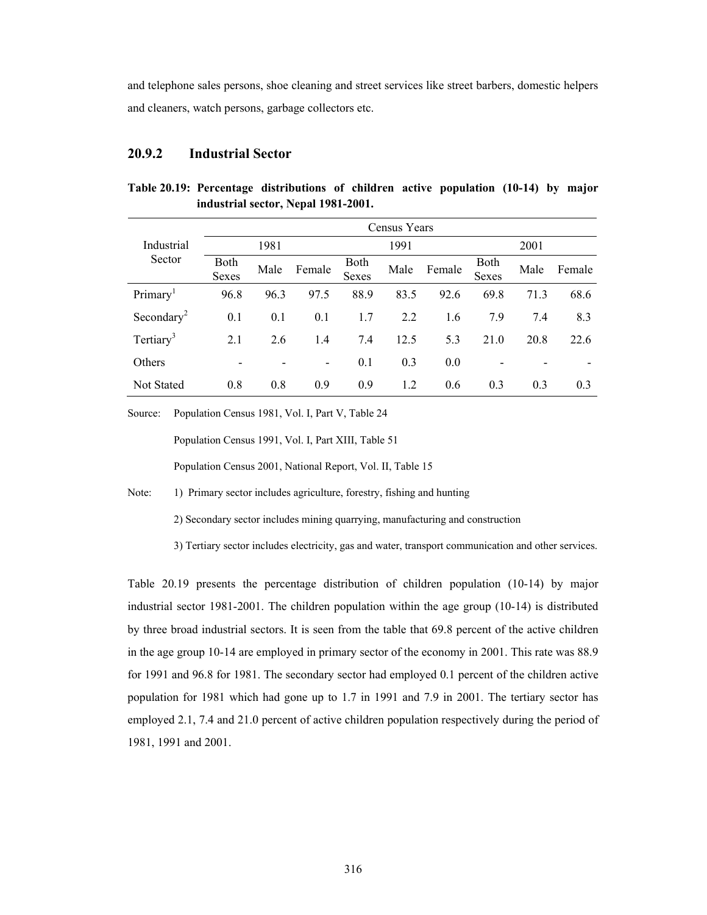and telephone sales persons, shoe cleaning and street services like street barbers, domestic helpers and cleaners, watch persons, garbage collectors etc.

### 20.9.2 Industrial Sector

**Table 20.19: Percentage distributions of children active population (10-14) by major industrial sector, Nepal 1981-2001.**

| Industrial Sector | Census Years | | | | | | | | |
|---|---|---|---|---|---|---|---|---|---|
| | 1981 | | | 1991 | | | 2001 | | |
| | Both Sexes | Male | Female | Both Sexes | Male | Female | Both Sexes | Male | Female |
| Primary[1] | 96.8 | 96.3 | 97.5 | 88.9 | 83.5 | 92.6 | 69.8 | 71.3 | 68.6 |
| Secondary[2] | 0.1 | 0.1 | 0.1 | 1.7 | 2.2 | 1.6 | 7.9 | 7.4 | 8.3 |
| Tertiary[3] | 2.1 | 2.6 | 1.4 | 7.4 | 12.5 | 5.3 | 21.0 | 20.8 | 22.6 |
| Others | - | - | - | 0.1 | 0.3 | 0.0 | - | - | - |
| Not Stated | 0.8 | 0.8 | 0.9 | 0.9 | 1.2 | 0.6 | 0.3 | 0.3 | 0.3 |

Source: Population Census 1981, Vol. I, Part V, Table 24

Population Census 1991, Vol. I, Part XIII, Table 51

Population Census 2001, National Report, Vol. II, Table 15

Note: 1) Primary sector includes agriculture, forestry, fishing and hunting

2) Secondary sector includes mining quarrying, manufacturing and construction

3) Tertiary sector includes electricity, gas and water, transport communication and other services.

Table 20.19 presents the percentage distribution of children population (10-14) by major industrial sector 1981-2001. The children population within the age group (10-14) is distributed by three broad industrial sectors. It is seen from the table that 69.8 percent of the active children in the age group 10-14 are employed in primary sector of the economy in 2001. This rate was 88.9 for 1991 and 96.8 for 1981. The secondary sector had employed 0.1 percent of the children active population for 1981 which had gone up to 1.7 in 1991 and 7.9 in 2001. The tertiary sector has employed 2.1, 7.4 and 21.0 percent of active children population respectively during the period of 1981, 1991 and 2001.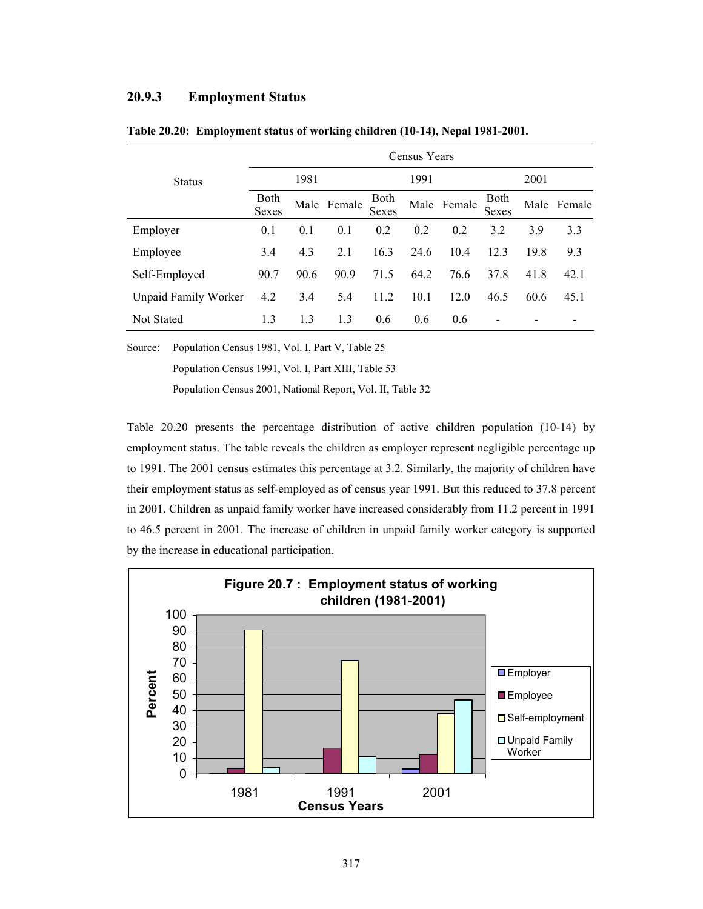### 20.9.3 Employment Status

**Table 20.20: Employment status of working children (10-14), Nepal 1981-2001.**

| Status | Census Years | | | | | | | | |
|---|---|---|---|---|---|---|---|---|---|
| | 1981 | | | 1991 | | | 2001 | | |
| | Both Sexes | Male | Female | Both Sexes | Male | Female | Both Sexes | Male | Female |
| Employer | 0.1 | 0.1 | 0.1 | 0.2 | 0.2 | 0.2 | 3.2 | 3.9 | 3.3 |
| Employee | 3.4 | 4.3 | 2.1 | 16.3 | 24.6 | 10.4 | 12.3 | 19.8 | 9.3 |
| Self-Employed | 90.7 | 90.6 | 90.9 | 71.5 | 64.2 | 76.6 | 37.8 | 41.8 | 42.1 |
| Unpaid Family Worker | 4.2 | 3.4 | 5.4 | 11.2 | 10.1 | 12.0 | 46.5 | 60.6 | 45.1 |
| Not Stated | 1.3 | 1.3 | 1.3 | 0.6 | 0.6 | 0.6 | - | - | - |

Source: Population Census 1981, Vol. I, Part V, Table 25

Population Census 1991, Vol. I, Part XIII, Table 53

Population Census 2001, National Report, Vol. II, Table 32

Table 20.20 presents the percentage distribution of active children population (10-14) by employment status. The table reveals the children as employer represent negligible percentage up to 1991. The 2001 census estimates this percentage at 3.2. Similarly, the majority of children have their employment status as self-employed as of census year 1991. But this reduced to 37.8 percent in 2001. Children as unpaid family worker have increased considerably from 11.2 percent in 1991 to 46.5 percent in 2001. The increase of children in unpaid family worker category is supported by the increase in educational participation.

**Figure 20.7 : Employment status of working children (1981-2001)**

| Census Years | Employer | Employee | Self-employment | Unpaid Family Worker |
|---|---|---|---|---|
| 1981 | 0.1 | 3.4 | 90.7 | 4.2 |
| 1991 | 0.2 | 16.3 | 71.5 | 11.2 |
| 2001 | 3.2 | 12.3 | 37.8 | 46.5 |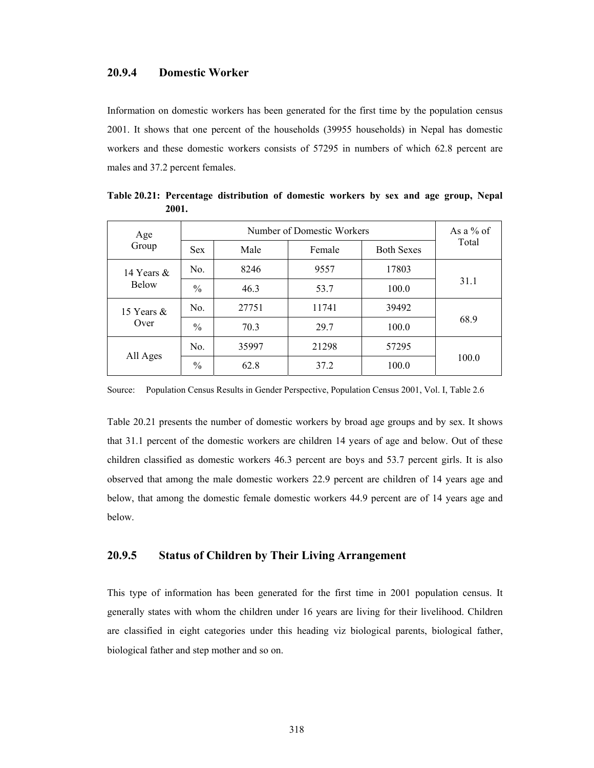### 20.9.4 Domestic Worker

Information on domestic workers has been generated for the first time by the population census 2001. It shows that one percent of the households (39955 households) in Nepal has domestic workers and these domestic workers consists of 57295 in numbers of which 62.8 percent are males and 37.2 percent females.

**Table 20.21: Percentage distribution of domestic workers by sex and age group, Nepal 2001.**

| Age Group | Number of Domestic Workers | | | | As a % of Total |
|---|---|---|---|---|---|
| | Sex | Male | Female | Both Sexes | |
| 14 Years & Below | No. | 8246 | 9557 | 17803 | 31.1 |
| | % | 46.3 | 53.7 | 100.0 | |
| 15 Years & Over | No. | 27751 | 11741 | 39492 | 68.9 |
| | % | 70.3 | 29.7 | 100.0 | |
| All Ages | No. | 35997 | 21298 | 57295 | 100.0 |
| | % | 62.8 | 37.2 | 100.0 | |

Source: Population Census Results in Gender Perspective, Population Census 2001, Vol. I, Table 2.6

Table 20.21 presents the number of domestic workers by broad age groups and by sex. It shows that 31.1 percent of the domestic workers are children 14 years of age and below. Out of these children classified as domestic workers 46.3 percent are boys and 53.7 percent girls. It is also observed that among the male domestic workers 22.9 percent are children of 14 years age and below, that among the domestic female domestic workers 44.9 percent are of 14 years age and below.

### 20.9.5 Status of Children by Their Living Arrangement

This type of information has been generated for the first time in 2001 population census. It generally states with whom the children under 16 years are living for their livelihood. Children are classified in eight categories under this heading viz biological parents, biological father, biological father and step mother and so on.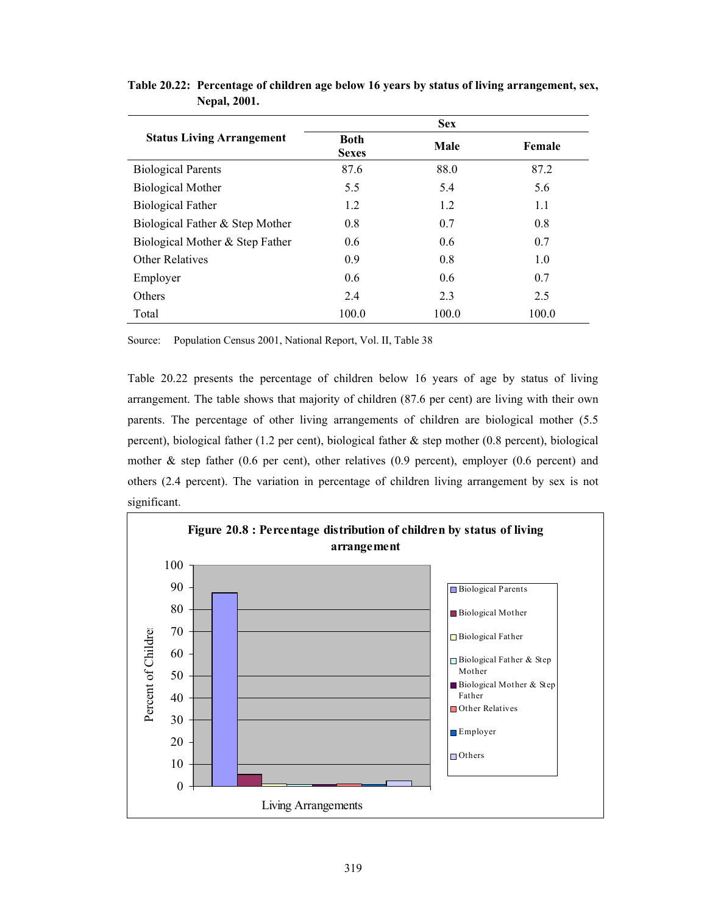**Table 20.22: Percentage of children age below 16 years by status of living arrangement, sex, Nepal, 2001.**

| Status Living Arrangement | Sex | | |
|---|---|---|---|
| | Both Sexes | Male | Female |
| Biological Parents | 87.6 | 88.0 | 87.2 |
| Biological Mother | 5.5 | 5.4 | 5.6 |
| Biological Father | 1.2 | 1.2 | 1.1 |
| Biological Father & Step Mother | 0.8 | 0.7 | 0.8 |
| Biological Mother & Step Father | 0.6 | 0.6 | 0.7 |
| Other Relatives | 0.9 | 0.8 | 1.0 |
| Employer | 0.6 | 0.6 | 0.7 |
| Others | 2.4 | 2.3 | 2.5 |
| Total | 100.0 | 100.0 | 100.0 |

Source: Population Census 2001, National Report, Vol. II, Table 38

Table 20.22 presents the percentage of children below 16 years of age by status of living arrangement. The table shows that majority of children (87.6 per cent) are living with their own parents. The percentage of other living arrangements of children are biological mother (5.5 percent), biological father (1.2 per cent), biological father & step mother (0.8 percent), biological mother & step father (0.6 per cent), other relatives (0.9 percent), employer (0.6 percent) and others (2.4 percent). The variation in percentage of children living arrangement by sex is not significant.

**Figure 20.8 : Percentage distribution of children by status of living arrangement**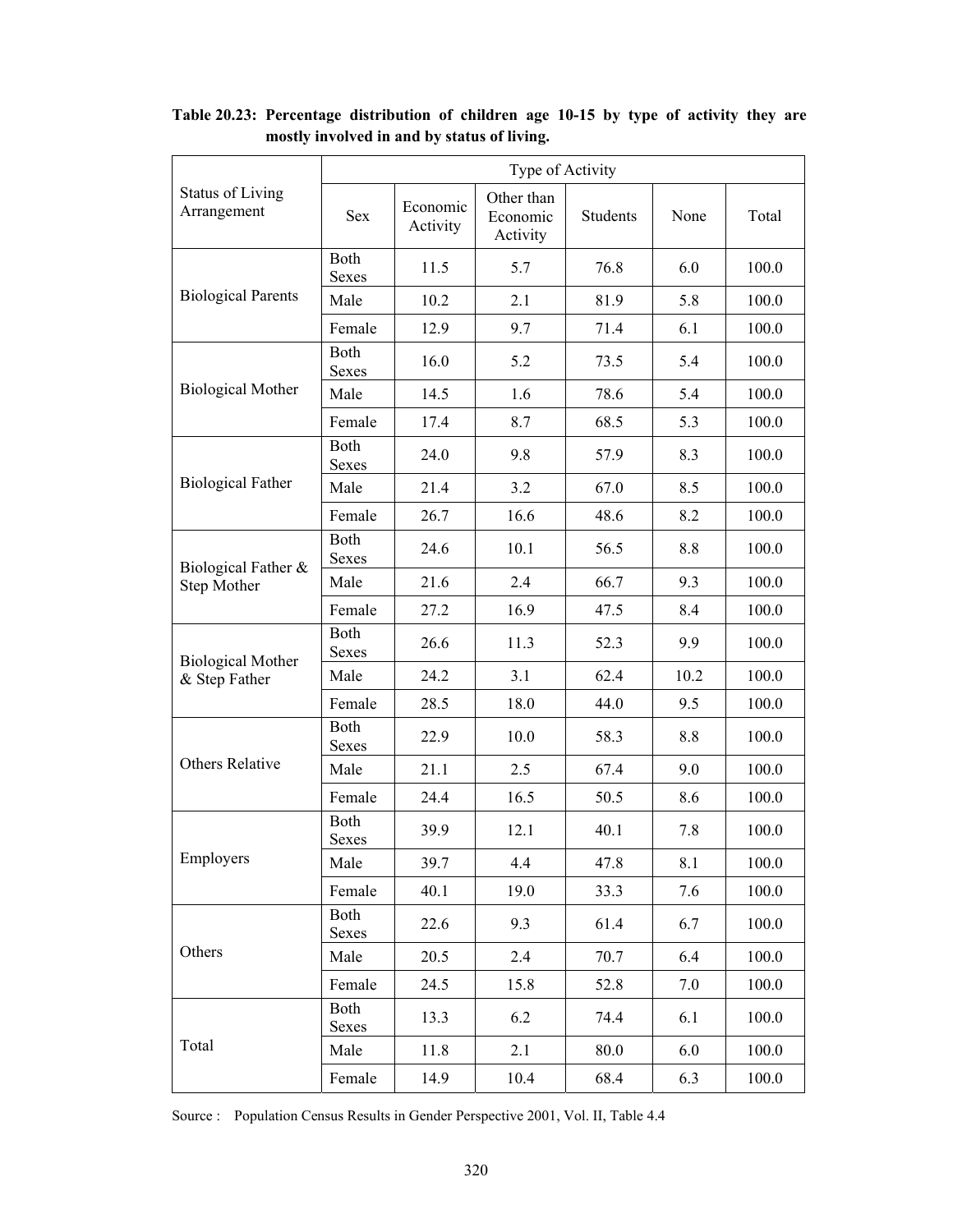**Table 20.23: Percentage distribution of children age 10-15 by type of activity they are mostly involved in and by status of living.**

| Status of Living Arrangement | Type of Activity | | | | | |
|---|---|---|---|---|---|---|
| | Sex | Economic Activity | Other than Economic Activity | Students | None | Total |
| Biological Parents | Both Sexes | 11.5 | 5.7 | 76.8 | 6.0 | 100.0 |
| | Male | 10.2 | 2.1 | 81.9 | 5.8 | 100.0 |
| | Female | 12.9 | 9.7 | 71.4 | 6.1 | 100.0 |
| Biological Mother | Both Sexes | 16.0 | 5.2 | 73.5 | 5.4 | 100.0 |
| | Male | 14.5 | 1.6 | 78.6 | 5.4 | 100.0 |
| | Female | 17.4 | 8.7 | 68.5 | 5.3 | 100.0 |
| Biological Father | Both Sexes | 24.0 | 9.8 | 57.9 | 8.3 | 100.0 |
| | Male | 21.4 | 3.2 | 67.0 | 8.5 | 100.0 |
| | Female | 26.7 | 16.6 | 48.6 | 8.2 | 100.0 |
| Biological Father & Step Mother | Both Sexes | 24.6 | 10.1 | 56.5 | 8.8 | 100.0 |
| | Male | 21.6 | 2.4 | 66.7 | 9.3 | 100.0 |
| | Female | 27.2 | 16.9 | 47.5 | 8.4 | 100.0 |
| Biological Mother & Step Father | Both Sexes | 26.6 | 11.3 | 52.3 | 9.9 | 100.0 |
| | Male | 24.2 | 3.1 | 62.4 | 10.2 | 100.0 |
| | Female | 28.5 | 18.0 | 44.0 | 9.5 | 100.0 |
| Others Relative | Both Sexes | 22.9 | 10.0 | 58.3 | 8.8 | 100.0 |
| | Male | 21.1 | 2.5 | 67.4 | 9.0 | 100.0 |
| | Female | 24.4 | 16.5 | 50.5 | 8.6 | 100.0 |
| Employers | Both Sexes | 39.9 | 12.1 | 40.1 | 7.8 | 100.0 |
| | Male | 39.7 | 4.4 | 47.8 | 8.1 | 100.0 |
| | Female | 40.1 | 19.0 | 33.3 | 7.6 | 100.0 |
| Others | Both Sexes | 22.6 | 9.3 | 61.4 | 6.7 | 100.0 |
| | Male | 20.5 | 2.4 | 70.7 | 6.4 | 100.0 |
| | Female | 24.5 | 15.8 | 52.8 | 7.0 | 100.0 |
| Total | Both Sexes | 13.3 | 6.2 | 74.4 | 6.1 | 100.0 |
| | Male | 11.8 | 2.1 | 80.0 | 6.0 | 100.0 |
| | Female | 14.9 | 10.4 | 68.4 | 6.3 | 100.0 |

Source : Population Census Results in Gender Perspective 2001, Vol. II, Table 4.4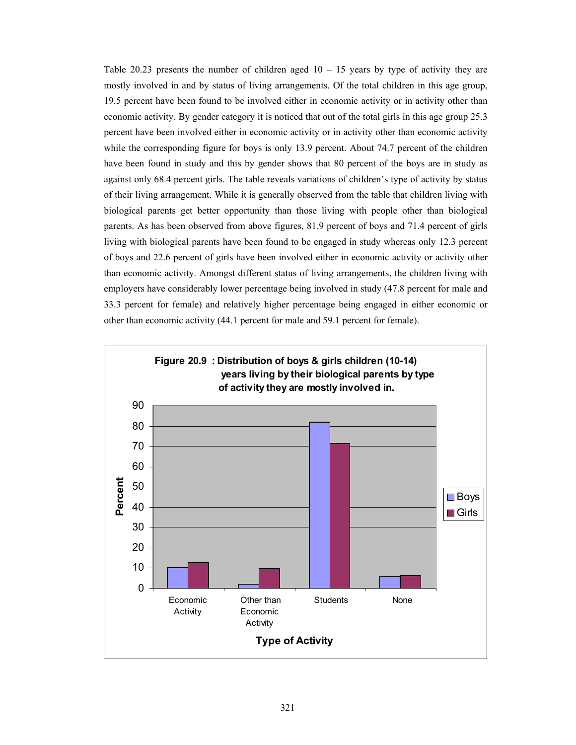Table 20.23 presents the number of children aged 10 – 15 years by type of activity they are mostly involved in and by status of living arrangements. Of the total children in this age group, 19.5 percent have been found to be involved either in economic activity or in activity other than economic activity. By gender category it is noticed that out of the total girls in this age group 25.3 percent have been involved either in economic activity or in activity other than economic activity while the corresponding figure for boys is only 13.9 percent. About 74.7 percent of the children have been found in study and this by gender shows that 80 percent of the boys are in study as against only 68.4 percent girls. The table reveals variations of children's type of activity by status of their living arrangement. While it is generally observed from the table that children living with biological parents get better opportunity than those living with people other than biological parents. As has been observed from above figures, 81.9 percent of boys and 71.4 percent of girls living with biological parents have been found to be engaged in study whereas only 12.3 percent of boys and 22.6 percent of girls have been involved either in economic activity or activity other than economic activity. Amongst different status of living arrangements, the children living with employers have considerably lower percentage being involved in study (47.8 percent for male and 33.3 percent for female) and relatively higher percentage being engaged in either economic or other than economic activity (44.1 percent for male and 59.1 percent for female).

**Figure 20.9 : Distribution of boys & girls children (10-14) years living by their biological parents by type of activity they are mostly involved in.**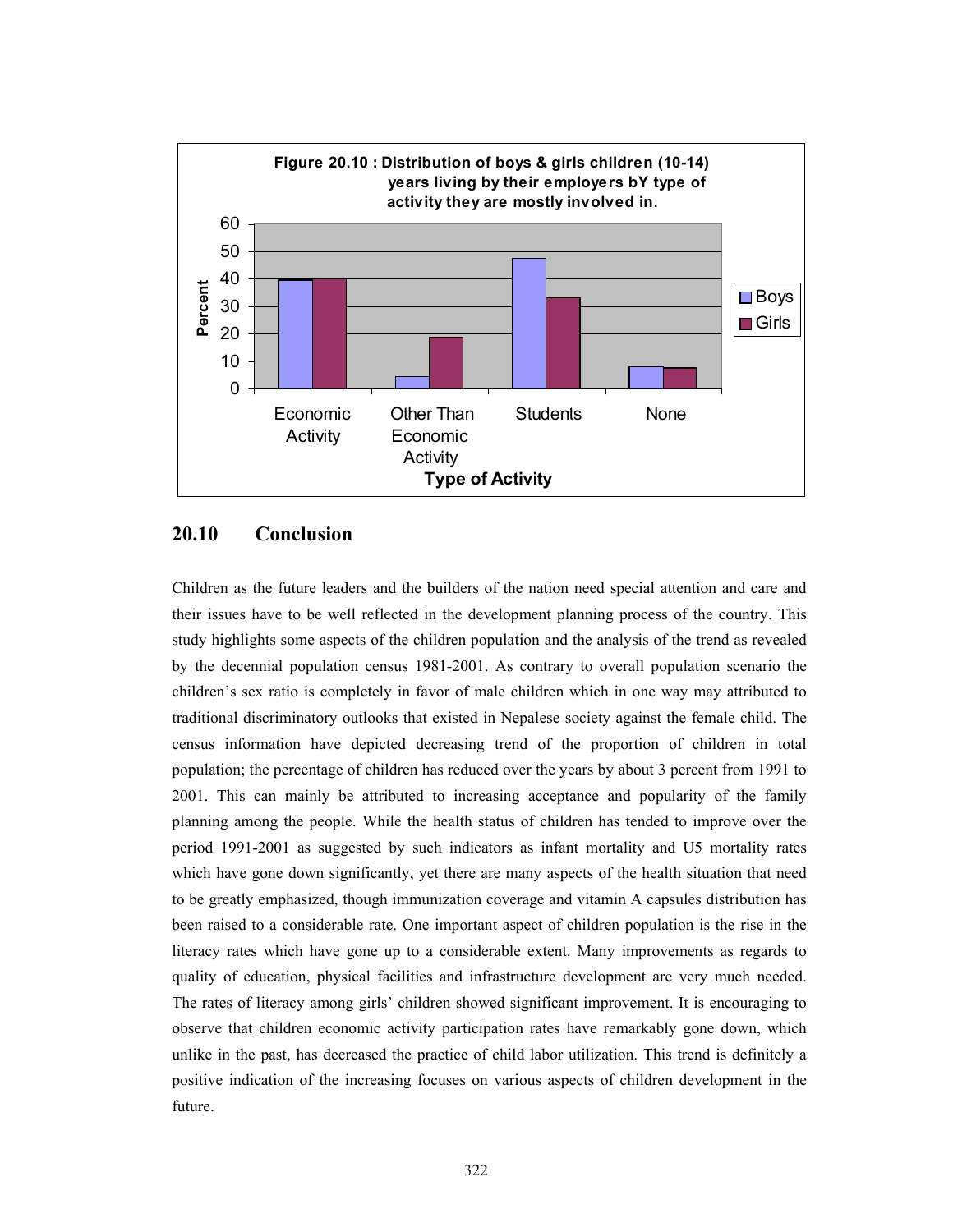**Figure 20.10 : Distribution of boys & girls children (10-14) years living by their employers bY type of activity they are mostly involved in.**

## 20.10 Conclusion

Children as the future leaders and the builders of the nation need special attention and care and their issues have to be well reflected in the development planning process of the country. This study highlights some aspects of the children population and the analysis of the trend as revealed by the decennial population census 1981-2001. As contrary to overall population scenario the children's sex ratio is completely in favor of male children which in one way may attributed to traditional discriminatory outlooks that existed in Nepalese society against the female child. The census information have depicted decreasing trend of the proportion of children in total population; the percentage of children has reduced over the years by about 3 percent from 1991 to 2001. This can mainly be attributed to increasing acceptance and popularity of the family planning among the people. While the health status of children has tended to improve over the period 1991-2001 as suggested by such indicators as infant mortality and U5 mortality rates which have gone down significantly, yet there are many aspects of the health situation that need to be greatly emphasized, though immunization coverage and vitamin A capsules distribution has been raised to a considerable rate. One important aspect of children population is the rise in the literacy rates which have gone up to a considerable extent. Many improvements as regards to quality of education, physical facilities and infrastructure development are very much needed. The rates of literacy among girls' children showed significant improvement. It is encouraging to observe that children economic activity participation rates have remarkably gone down, which unlike in the past, has decreased the practice of child labor utilization. This trend is definitely a positive indication of the increasing focuses on various aspects of children development in the future.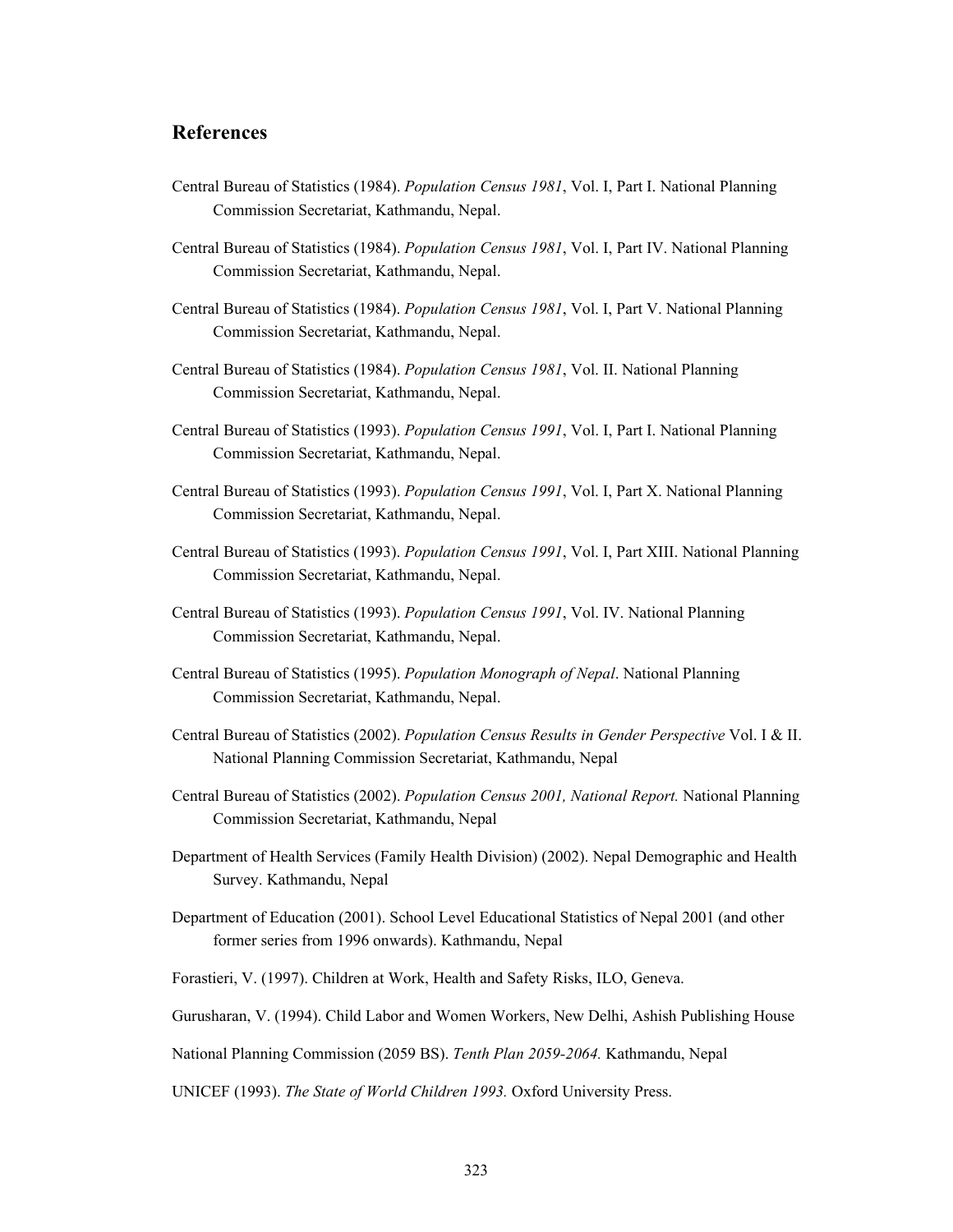## References

Central Bureau of Statistics (1984). *Population Census 1981*, Vol. I, Part I. National Planning Commission Secretariat, Kathmandu, Nepal.

Central Bureau of Statistics (1984). *Population Census 1981*, Vol. I, Part IV. National Planning Commission Secretariat, Kathmandu, Nepal.

Central Bureau of Statistics (1984). *Population Census 1981*, Vol. I, Part V. National Planning Commission Secretariat, Kathmandu, Nepal.

Central Bureau of Statistics (1984). *Population Census 1981*, Vol. II. National Planning Commission Secretariat, Kathmandu, Nepal.

Central Bureau of Statistics (1993). *Population Census 1991*, Vol. I, Part I. National Planning Commission Secretariat, Kathmandu, Nepal.

Central Bureau of Statistics (1993). *Population Census 1991*, Vol. I, Part X. National Planning Commission Secretariat, Kathmandu, Nepal.

Central Bureau of Statistics (1993). *Population Census 1991*, Vol. I, Part XIII. National Planning Commission Secretariat, Kathmandu, Nepal.

Central Bureau of Statistics (1993). *Population Census 1991*, Vol. IV. National Planning Commission Secretariat, Kathmandu, Nepal.

Central Bureau of Statistics (1995). *Population Monograph of Nepal*. National Planning Commission Secretariat, Kathmandu, Nepal.

Central Bureau of Statistics (2002). *Population Census Results in Gender Perspective* Vol. I & II. National Planning Commission Secretariat, Kathmandu, Nepal

Central Bureau of Statistics (2002). *Population Census 2001, National Report.* National Planning Commission Secretariat, Kathmandu, Nepal

Department of Health Services (Family Health Division) (2002). Nepal Demographic and Health Survey. Kathmandu, Nepal

Department of Education (2001). School Level Educational Statistics of Nepal 2001 (and other former series from 1996 onwards). Kathmandu, Nepal

Forastieri, V. (1997). Children at Work, Health and Safety Risks, ILO, Geneva.

Gurusharan, V. (1994). Child Labor and Women Workers, New Delhi, Ashish Publishing House

National Planning Commission (2059 BS). *Tenth Plan 2059-2064.* Kathmandu, Nepal

UNICEF (1993). *The State of World Children 1993.* Oxford University Press.